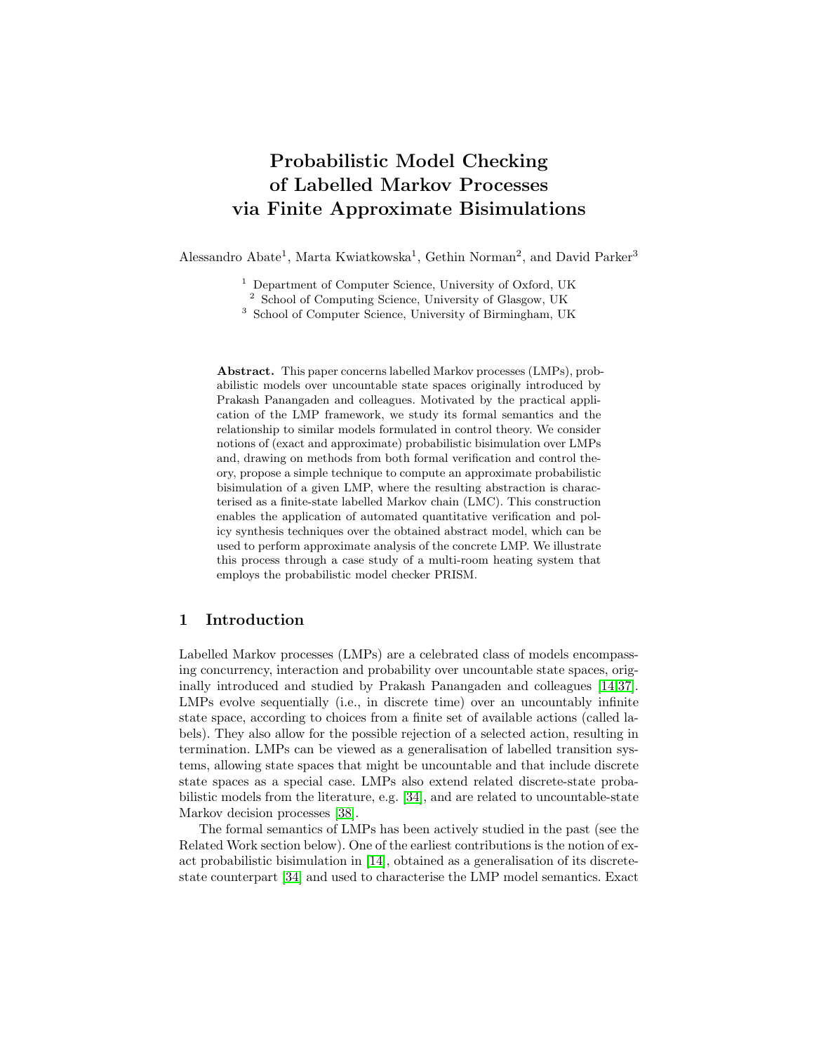# Probabilistic Model Checking of Labelled Markov Processes via Finite Approximate Bisimulations

Alessandro Abate[1], Marta Kwiatkowska[1], Gethin Norman[2], and David Parker[3]

[1] Department of Computer Science, University of Oxford, UK
[2] School of Computing Science, University of Glasgow, UK
[3] School of Computer Science, University of Birmingham, UK

**Abstract.** This paper concerns labelled Markov processes (LMPs), probabilistic models over uncountable state spaces originally introduced by Prakash Panangaden and colleagues. Motivated by the practical application of the LMP framework, we study its formal semantics and the relationship to similar models formulated in control theory. We consider notions of (exact and approximate) probabilistic bisimulation over LMPs and, drawing on methods from both formal verification and control theory, propose a simple technique to compute an approximate probabilistic bisimulation of a given LMP, where the resulting abstraction is characterised as a finite-state labelled Markov chain (LMC). This construction enables the application of automated quantitative verification and policy synthesis techniques over the obtained abstract model, which can be used to perform approximate analysis of the concrete LMP. We illustrate this process through a case study of a multi-room heating system that employs the probabilistic model checker PRISM.

## 1 Introduction

Labelled Markov processes (LMPs) are a celebrated class of models encompassing concurrency, interaction and probability over uncountable state spaces, originally introduced and studied by Prakash Panangaden and colleagues [14,37]. LMPs evolve sequentially (i.e., in discrete time) over an uncountably infinite state space, according to choices from a finite set of available actions (called labels). They also allow for the possible rejection of a selected action, resulting in termination. LMPs can be viewed as a generalisation of labelled transition systems, allowing state spaces that might be uncountable and that include discrete state spaces as a special case. LMPs also extend related discrete-state probabilistic models from the literature, e.g. [34], and are related to uncountable-state Markov decision processes [38].

The formal semantics of LMPs has been actively studied in the past (see the Related Work section below). One of the earliest contributions is the notion of exact probabilistic bisimulation in [14], obtained as a generalisation of its discrete-state counterpart [34] and used to characterise the LMP model semantics. Exact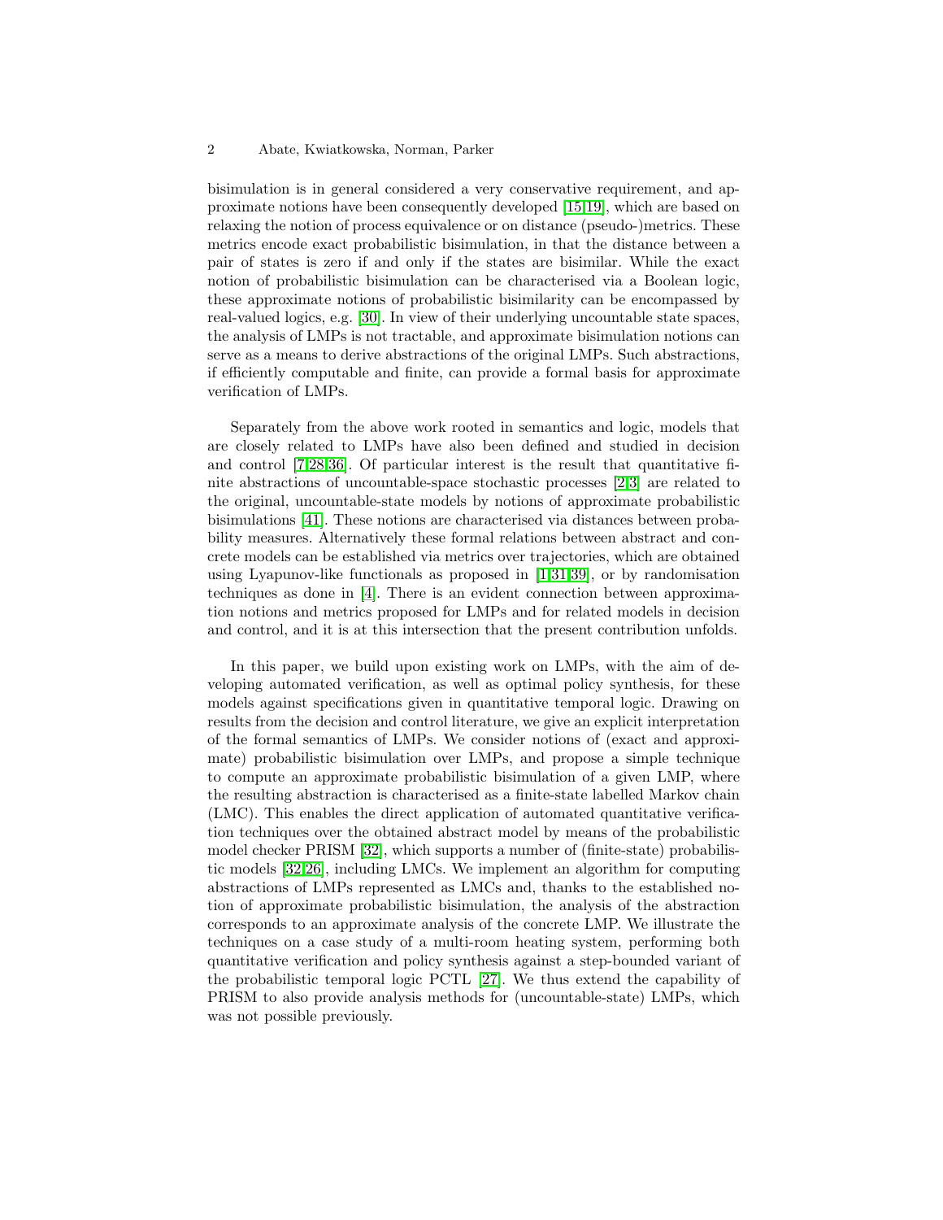bisimulation is in general considered a very conservative requirement, and approximate notions have been consequently developed [15,19], which are based on relaxing the notion of process equivalence or on distance (pseudo-)metrics. These metrics encode exact probabilistic bisimulation, in that the distance between a pair of states is zero if and only if the states are bisimilar. While the exact notion of probabilistic bisimulation can be characterised via a Boolean logic, these approximate notions of probabilistic bisimilarity can be encompassed by real-valued logics, e.g. [30]. In view of their underlying uncountable state spaces, the analysis of LMPs is not tractable, and approximate bisimulation notions can serve as a means to derive abstractions of the original LMPs. Such abstractions, if efficiently computable and finite, can provide a formal basis for approximate verification of LMPs.

Separately from the above work rooted in semantics and logic, models that are closely related to LMPs have also been defined and studied in decision and control [7,28,36]. Of particular interest is the result that quantitative finite abstractions of uncountable-space stochastic processes [2,3] are related to the original, uncountable-state models by notions of approximate probabilistic bisimulations [41]. These notions are characterised via distances between probability measures. Alternatively these formal relations between abstract and concrete models can be established via metrics over trajectories, which are obtained using Lyapunov-like functionals as proposed in [1,31,39], or by randomisation techniques as done in [4]. There is an evident connection between approximation notions and metrics proposed for LMPs and for related models in decision and control, and it is at this intersection that the present contribution unfolds.

In this paper, we build upon existing work on LMPs, with the aim of developing automated verification, as well as optimal policy synthesis, for these models against specifications given in quantitative temporal logic. Drawing on results from the decision and control literature, we give an explicit interpretation of the formal semantics of LMPs. We consider notions of (exact and approximate) probabilistic bisimulation over LMPs, and propose a simple technique to compute an approximate probabilistic bisimulation of a given LMP, where the resulting abstraction is characterised as a finite-state labelled Markov chain (LMC). This enables the direct application of automated quantitative verification techniques over the obtained abstract model by means of the probabilistic model checker PRISM [32], which supports a number of (finite-state) probabilistic models [32,26], including LMCs. We implement an algorithm for computing abstractions of LMPs represented as LMCs and, thanks to the established notion of approximate probabilistic bisimulation, the analysis of the abstraction corresponds to an approximate analysis of the concrete LMP. We illustrate the techniques on a case study of a multi-room heating system, performing both quantitative verification and policy synthesis against a step-bounded variant of the probabilistic temporal logic PCTL [27]. We thus extend the capability of PRISM to also provide analysis methods for (uncountable-state) LMPs, which was not possible previously.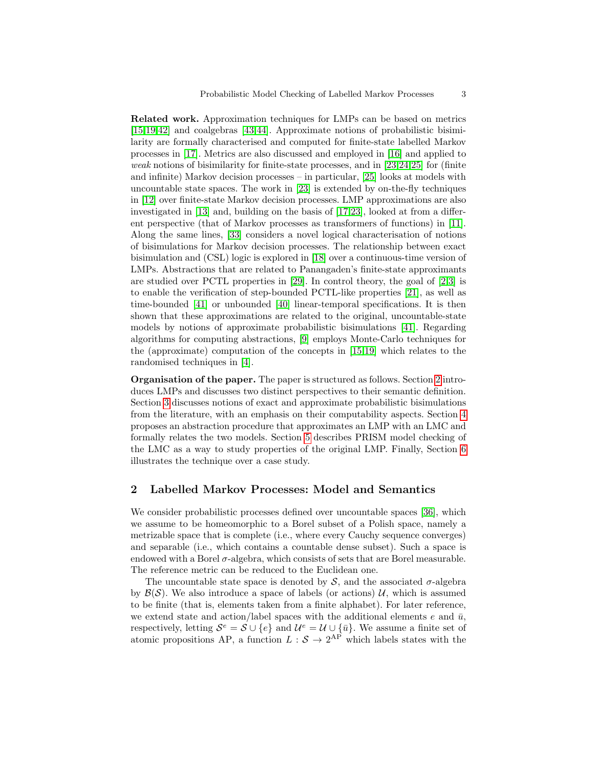**Related work.** Approximation techniques for LMPs can be based on metrics [15,19,42] and coalgebras [43,44]. Approximate notions of probabilistic bisimilarity are formally characterised and computed for finite-state labelled Markov processes in [17]. Metrics are also discussed and employed in [16] and applied to *weak* notions of bisimilarity for finite-state processes, and in [23,24,25] for (finite and infinite) Markov decision processes – in particular, [25] looks at models with uncountable state spaces. The work in [23] is extended by on-the-fly techniques in [12] over finite-state Markov decision processes. LMP approximations are also investigated in [13] and, building on the basis of [17,23], looked at from a different perspective (that of Markov processes as transformers of functions) in [11]. Along the same lines, [33] considers a novel logical characterisation of notions of bisimulations for Markov decision processes. The relationship between exact bisimulation and (CSL) logic is explored in [18] over a continuous-time version of LMPs. Abstractions that are related to Panangaden's finite-state approximants are studied over PCTL properties in [29]. In control theory, the goal of [2,3] is to enable the verification of step-bounded PCTL-like properties [21], as well as time-bounded [41] or unbounded [40] linear-temporal specifications. It is then shown that these approximations are related to the original, uncountable-state models by notions of approximate probabilistic bisimulations [41]. Regarding algorithms for computing abstractions, [9] employs Monte-Carlo techniques for the (approximate) computation of the concepts in [15,19] which relates to the randomised techniques in [4].

**Organisation of the paper.** The paper is structured as follows. Section 2 introduces LMPs and discusses two distinct perspectives to their semantic definition. Section 3 discusses notions of exact and approximate probabilistic bisimulations from the literature, with an emphasis on their computability aspects. Section 4 proposes an abstraction procedure that approximates an LMP with an LMC and formally relates the two models. Section 5 describes PRISM model checking of the LMC as a way to study properties of the original LMP. Finally, Section 6 illustrates the technique over a case study.

## 2 Labelled Markov Processes: Model and Semantics

We consider probabilistic processes defined over uncountable spaces [36], which we assume to be homeomorphic to a Borel subset of a Polish space, namely a metrizable space that is complete (i.e., where every Cauchy sequence converges) and separable (i.e., which contains a countable dense subset). Such a space is endowed with a Borel $\sigma$-algebra, which consists of sets that are Borel measurable. The reference metric can be reduced to the Euclidean one.

The uncountable state space is denoted by $\mathcal{S}$, and the associated $\sigma$-algebra by $\mathcal{B}(\mathcal{S})$. We also introduce a space of labels (or actions) $\mathcal{U}$, which is assumed to be finite (that is, elements taken from a finite alphabet). For later reference, we extend state and action/label spaces with the additional elements $e$ and $\bar{u}$, respectively, letting $\mathcal{S}^e = \mathcal{S} \cup \{e\}$ and $\mathcal{U}^e = \mathcal{U} \cup \{\bar{u}\}$. We assume a finite set of atomic propositions AP, a function $L : \mathcal{S} \to 2^{\mathrm{AP}}$ which labels states with the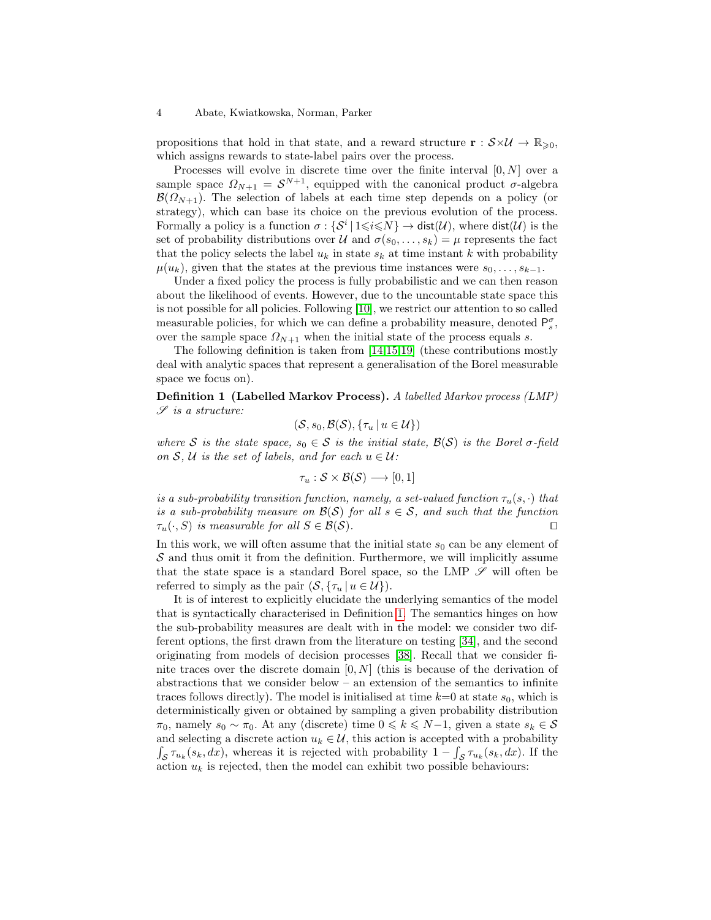propositions that hold in that state, and a reward structure $\mathbf{r} : \mathcal{S} \times \mathcal{U} \to \mathbb{R}_{\geqslant 0}$, which assigns rewards to state-label pairs over the process.

Processes will evolve in discrete time over the finite interval $[0, N]$ over a sample space $\Omega_{N+1} = \mathcal{S}^{N+1}$, equipped with the canonical product $\sigma$-algebra $\mathcal{B}(\Omega_{N+1})$. The selection of labels at each time step depends on a policy (or strategy), which can base its choice on the previous evolution of the process. Formally a policy is a function $\sigma : \{\mathcal{S}^i \mid 1 \leqslant i \leqslant N\} \to \mathsf{dist}(\mathcal{U})$, where $\mathsf{dist}(\mathcal{U})$ is the set of probability distributions over $\mathcal{U}$ and $\sigma(s_0, \ldots, s_k) = \mu$ represents the fact that the policy selects the label $u_k$ in state $s_k$ at time instant $k$ with probability $\mu(u_k)$, given that the states at the previous time instances were $s_0, \ldots, s_{k-1}$.

Under a fixed policy the process is fully probabilistic and we can then reason about the likelihood of events. However, due to the uncountable state space this is not possible for all policies. Following [10], we restrict our attention to so called measurable policies, for which we can define a probability measure, denoted $\mathsf{P}^{\sigma}_{s}$, over the sample space $\Omega_{N+1}$ when the initial state of the process equals $s$.

The following definition is taken from [14,15,19] (these contributions mostly deal with analytic spaces that represent a generalisation of the Borel measurable space we focus on).

**Definition 1 (Labelled Markov Process).** *A labelled Markov process (LMP) $\mathscr{S}$ is a structure:*

$$(\mathcal{S}, s_0, \mathcal{B}(\mathcal{S}), \{\tau_u \mid u \in \mathcal{U}\})$$

*where $\mathcal{S}$ is the state space, $s_0 \in \mathcal{S}$ is the initial state, $\mathcal{B}(\mathcal{S})$ is the Borel $\sigma$-field on $\mathcal{S}$, $\mathcal{U}$ is the set of labels, and for each $u \in \mathcal{U}$:*

$$\tau_u : \mathcal{S} \times \mathcal{B}(\mathcal{S}) \longrightarrow [0, 1]$$

*is a sub-probability transition function, namely, a set-valued function $\tau_u(s, \cdot)$ that is a sub-probability measure on $\mathcal{B}(\mathcal{S})$ for all $s \in \mathcal{S}$, and such that the function $\tau_u(\cdot, S)$ is measurable for all $S \in \mathcal{B}(\mathcal{S})$.* ◻

In this work, we will often assume that the initial state $s_0$ can be any element of $\mathcal{S}$ and thus omit it from the definition. Furthermore, we will implicitly assume that the state space is a standard Borel space, so the LMP $\mathscr{S}$ will often be referred to simply as the pair $(\mathcal{S}, \{\tau_u \mid u \in \mathcal{U}\})$.

It is of interest to explicitly elucidate the underlying semantics of the model that is syntactically characterised in Definition 1. The semantics hinges on how the sub-probability measures are dealt with in the model: we consider two different options, the first drawn from the literature on testing [34], and the second originating from models of decision processes [38]. Recall that we consider finite traces over the discrete domain $[0, N]$ (this is because of the derivation of abstractions that we consider below – an extension of the semantics to infinite traces follows directly). The model is initialised at time $k{=}0$ at state $s_0$, which is deterministically given or obtained by sampling a given probability distribution $\pi_0$, namely $s_0 \sim \pi_0$. At any (discrete) time $0 \leqslant k \leqslant N{-}1$, given a state $s_k \in \mathcal{S}$ and selecting a discrete action $u_k \in \mathcal{U}$, this action is accepted with a probability $\int_{\mathcal{S}} \tau_{u_k}(s_k, dx)$, whereas it is rejected with probability $1 - \int_{\mathcal{S}} \tau_{u_k}(s_k, dx)$. If the action $u_k$ is rejected, then the model can exhibit two possible behaviours: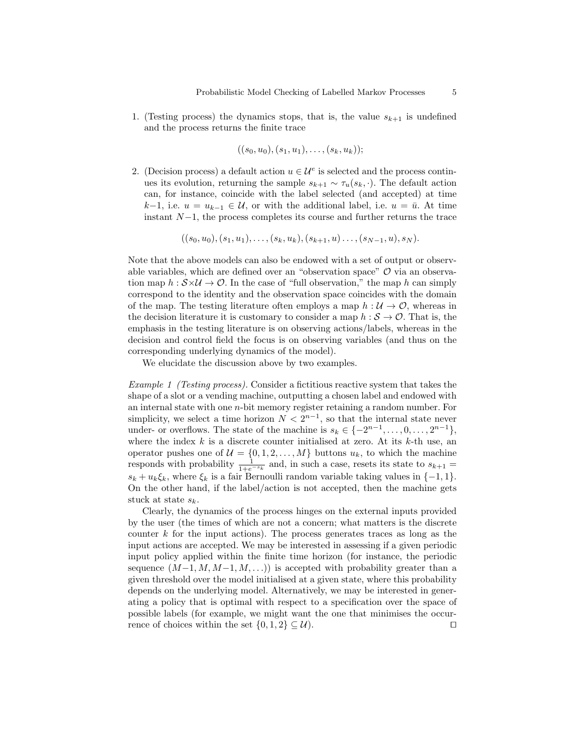1. (Testing process) the dynamics stops, that is, the value $s_{k+1}$ is undefined and the process returns the finite trace

$$((s_0, u_0), (s_1, u_1), \ldots, (s_k, u_k));$$

2. (Decision process) a default action $u \in \mathcal{U}^e$ is selected and the process continues its evolution, returning the sample $s_{k+1} \sim \tau_u(s_k, \cdot)$. The default action can, for instance, coincide with the label selected (and accepted) at time $k-1$, i.e. $u = u_{k-1} \in \mathcal{U}$, or with the additional label, i.e. $u = \bar{u}$. At time instant $N-1$, the process completes its course and further returns the trace

$$((s_0, u_0), (s_1, u_1), \ldots, (s_k, u_k), (s_{k+1}, u) \ldots, (s_{N-1}, u), s_N).$$

Note that the above models can also be endowed with a set of output or observable variables, which are defined over an "observation space" $\mathcal{O}$ via an observation map $h : \mathcal{S} \times \mathcal{U} \to \mathcal{O}$. In the case of "full observation," the map $h$ can simply correspond to the identity and the observation space coincides with the domain of the map. The testing literature often employs a map $h : \mathcal{U} \to \mathcal{O}$, whereas in the decision literature it is customary to consider a map $h : \mathcal{S} \to \mathcal{O}$. That is, the emphasis in the testing literature is on observing actions/labels, whereas in the decision and control field the focus is on observing variables (and thus on the corresponding underlying dynamics of the model).

We elucidate the discussion above by two examples.

*Example 1 (Testing process).* Consider a fictitious reactive system that takes the shape of a slot or a vending machine, outputting a chosen label and endowed with an internal state with one $n$-bit memory register retaining a random number. For simplicity, we select a time horizon $N < 2^{n-1}$, so that the internal state never under- or overflows. The state of the machine is $s_k \in \{-2^{n-1}, \ldots, 0, \ldots, 2^{n-1}\}$, where the index $k$ is a discrete counter initialised at zero. At its $k$-th use, an operator pushes one of $\mathcal{U} = \{0, 1, 2, \ldots, M\}$ buttons $u_k$, to which the machine responds with probability $\frac{1}{1+e^{-s_k}}$ and, in such a case, resets its state to $s_{k+1} = s_k + u_k \xi_k$, where $\xi_k$ is a fair Bernoulli random variable taking values in $\{-1, 1\}$. On the other hand, if the label/action is not accepted, then the machine gets stuck at state $s_k$.

Clearly, the dynamics of the process hinges on the external inputs provided by the user (the times of which are not a concern; what matters is the discrete counter $k$ for the input actions). The process generates traces as long as the input actions are accepted. We may be interested in assessing if a given periodic input policy applied within the finite time horizon (for instance, the periodic sequence $(M-1, M, M-1, M, \ldots)$) is accepted with probability greater than a given threshold over the model initialised at a given state, where this probability depends on the underlying model. Alternatively, we may be interested in generating a policy that is optimal with respect to a specification over the space of possible labels (for example, we might want the one that minimises the occurrence of choices within the set $\{0, 1, 2\} \subseteq \mathcal{U}$). □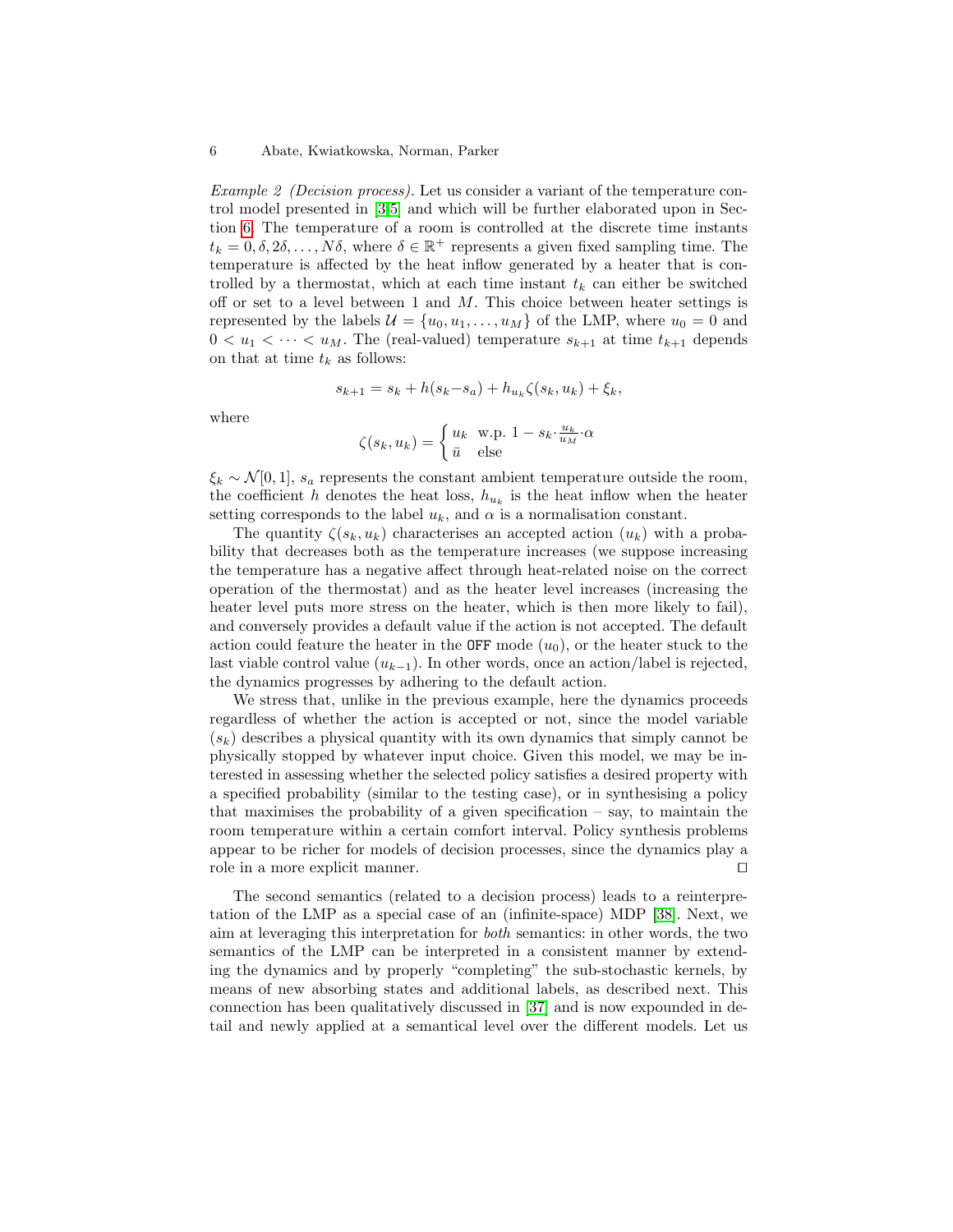*Example 2 (Decision process).* Let us consider a variant of the temperature control model presented in [3,5] and which will be further elaborated upon in Section 6. The temperature of a room is controlled at the discrete time instants $t_k = 0, \delta, 2\delta, \ldots, N\delta$, where $\delta \in \mathbb{R}^+$ represents a given fixed sampling time. The temperature is affected by the heat inflow generated by a heater that is controlled by a thermostat, which at each time instant $t_k$ can either be switched off or set to a level between 1 and $M$. This choice between heater settings is represented by the labels $\mathcal{U} = \{u_0, u_1, \ldots, u_M\}$ of the LMP, where $u_0 = 0$ and $0 < u_1 < \cdots < u_M$. The (real-valued) temperature $s_{k+1}$ at time $t_{k+1}$ depends on that at time $t_k$ as follows:

$$s_{k+1} = s_k + h(s_k - s_a) + h_{u_k}\zeta(s_k, u_k) + \xi_k,$$

where

$$\zeta(s_k, u_k) = \begin{cases} u_k & \text{w.p. } 1 - s_k \cdot \frac{u_k}{u_M} \cdot \alpha \\ \bar{u} & \text{else} \end{cases}$$

$\xi_k \sim \mathcal{N}[0, 1]$, $s_a$ represents the constant ambient temperature outside the room, the coefficient $h$ denotes the heat loss, $h_{u_k}$ is the heat inflow when the heater setting corresponds to the label $u_k$, and $\alpha$ is a normalisation constant.

The quantity $\zeta(s_k, u_k)$ characterises an accepted action ($u_k$) with a probability that decreases both as the temperature increases (we suppose increasing the temperature has a negative affect through heat-related noise on the correct operation of the thermostat) and as the heater level increases (increasing the heater level puts more stress on the heater, which is then more likely to fail), and conversely provides a default value if the action is not accepted. The default action could feature the heater in the `OFF` mode ($u_0$), or the heater stuck to the last viable control value ($u_{k-1}$). In other words, once an action/label is rejected, the dynamics progresses by adhering to the default action.

We stress that, unlike in the previous example, here the dynamics proceeds regardless of whether the action is accepted or not, since the model variable ($s_k$) describes a physical quantity with its own dynamics that simply cannot be physically stopped by whatever input choice. Given this model, we may be interested in assessing whether the selected policy satisfies a desired property with a specified probability (similar to the testing case), or in synthesising a policy that maximises the probability of a given specification – say, to maintain the room temperature within a certain comfort interval. Policy synthesis problems appear to be richer for models of decision processes, since the dynamics play a role in a more explicit manner. □

The second semantics (related to a decision process) leads to a reinterpretation of the LMP as a special case of an (infinite-space) MDP [38]. Next, we aim at leveraging this interpretation for *both* semantics: in other words, the two semantics of the LMP can be interpreted in a consistent manner by extending the dynamics and by properly "completing" the sub-stochastic kernels, by means of new absorbing states and additional labels, as described next. This connection has been qualitatively discussed in [37] and is now expounded in detail and newly applied at a semantical level over the different models. Let us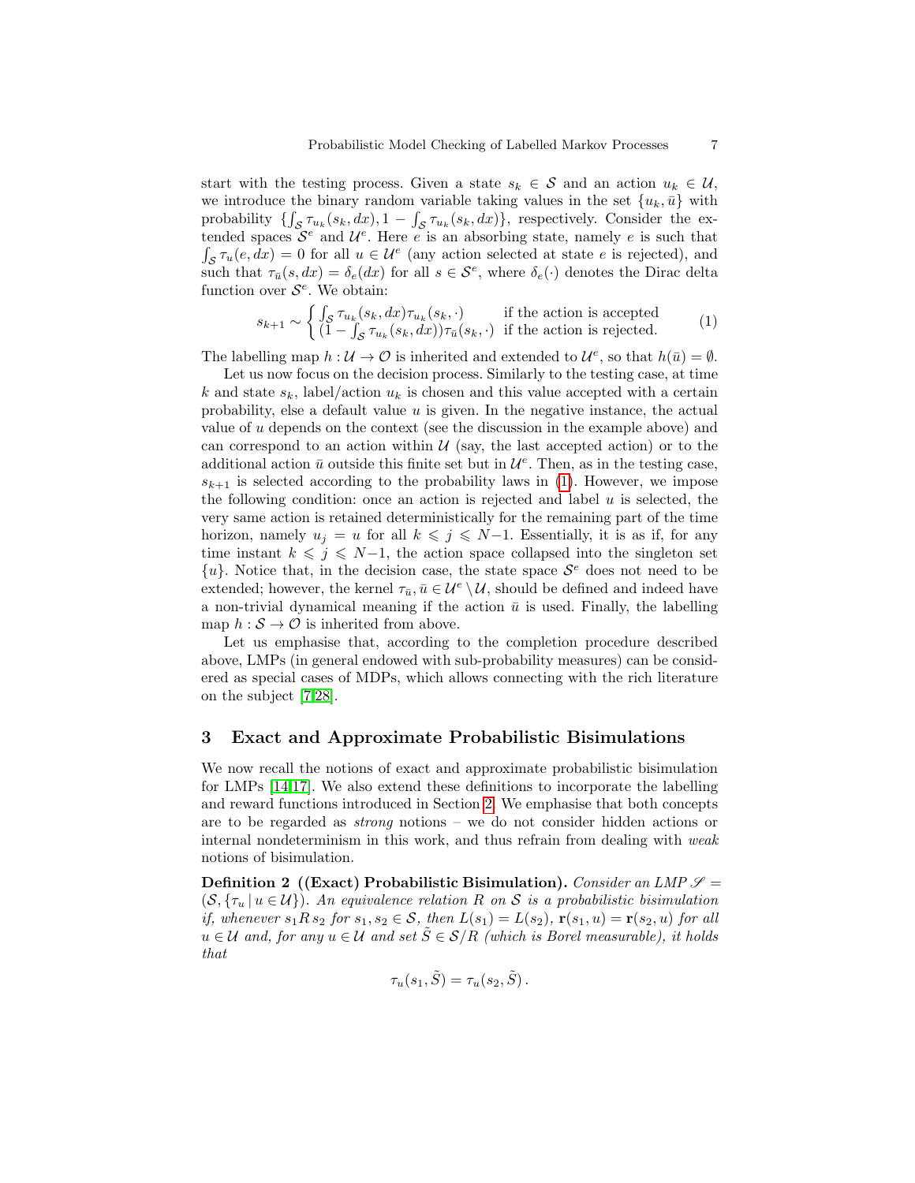start with the testing process. Given a state $s_k \in \mathcal{S}$ and an action $u_k \in \mathcal{U}$, we introduce the binary random variable taking values in the set $\{u_k, \bar{u}\}$ with probability $\{\int_{\mathcal{S}} \tau_{u_k}(s_k, dx), 1 - \int_{\mathcal{S}} \tau_{u_k}(s_k, dx)\}$, respectively. Consider the extended spaces $\mathcal{S}^e$ and $\mathcal{U}^e$. Here $e$ is an absorbing state, namely $e$ is such that $\int_{\mathcal{S}} \tau_u(e, dx) = 0$ for all $u \in \mathcal{U}^e$ (any action selected at state $e$ is rejected), and such that $\tau_{\bar{u}}(s, dx) = \delta_e(dx)$ for all $s \in \mathcal{S}^e$, where $\delta_e(\cdot)$ denotes the Dirac delta function over $\mathcal{S}^e$. We obtain:

$$s_{k+1} \sim \begin{cases} \int_{\mathcal{S}} \tau_{u_k}(s_k, dx) \tau_{u_k}(s_k, \cdot) & \text{if the action is accepted} \\ (1 - \int_{\mathcal{S}} \tau_{u_k}(s_k, dx)) \tau_{\bar{u}}(s_k, \cdot) & \text{if the action is rejected.} \end{cases} \tag{1}$$

The labelling map $h : \mathcal{U} \to \mathcal{O}$ is inherited and extended to $\mathcal{U}^e$, so that $h(\bar{u}) = \emptyset$.

Let us now focus on the decision process. Similarly to the testing case, at time $k$ and state $s_k$, label/action $u_k$ is chosen and this value accepted with a certain probability, else a default value $u$ is given. In the negative instance, the actual value of $u$ depends on the context (see the discussion in the example above) and can correspond to an action within $\mathcal{U}$ (say, the last accepted action) or to the additional action $\bar{u}$ outside this finite set but in $\mathcal{U}^e$. Then, as in the testing case, $s_{k+1}$ is selected according to the probability laws in (1). However, we impose the following condition: once an action is rejected and label $u$ is selected, the very same action is retained deterministically for the remaining part of the time horizon, namely $u_j = u$ for all $k \leqslant j \leqslant N-1$. Essentially, it is as if, for any time instant $k \leqslant j \leqslant N-1$, the action space collapsed into the singleton set $\{u\}$. Notice that, in the decision case, the state space $\mathcal{S}^e$ does not need to be extended; however, the kernel $\tau_{\bar{u}}, \bar{u} \in \mathcal{U}^e \setminus \mathcal{U}$, should be defined and indeed have a non-trivial dynamical meaning if the action $\bar{u}$ is used. Finally, the labelling map $h : \mathcal{S} \to \mathcal{O}$ is inherited from above.

Let us emphasise that, according to the completion procedure described above, LMPs (in general endowed with sub-probability measures) can be considered as special cases of MDPs, which allows connecting with the rich literature on the subject [7,28].

## 3 Exact and Approximate Probabilistic Bisimulations

We now recall the notions of exact and approximate probabilistic bisimulation for LMPs [14,17]. We also extend these definitions to incorporate the labelling and reward functions introduced in Section 2. We emphasise that both concepts are to be regarded as *strong* notions – we do not consider hidden actions or internal nondeterminism in this work, and thus refrain from dealing with *weak* notions of bisimulation.

**Definition 2 ((Exact) Probabilistic Bisimulation).** *Consider an LMP $\mathscr{S} = (\mathcal{S}, \{\tau_u \,|\, u \in \mathcal{U}\})$. An equivalence relation $R$ on $\mathcal{S}$ is a probabilistic bisimulation if, whenever $s_1 R\, s_2$ for $s_1, s_2 \in \mathcal{S}$, then $L(s_1) = L(s_2)$, $\mathbf{r}(s_1, u) = \mathbf{r}(s_2, u)$ for all $u \in \mathcal{U}$ and, for any $u \in \mathcal{U}$ and set $\tilde{S} \in \mathcal{S}/R$ (which is Borel measurable), it holds that*

$$\tau_u(s_1, \tilde{S}) = \tau_u(s_2, \tilde{S})\,.$$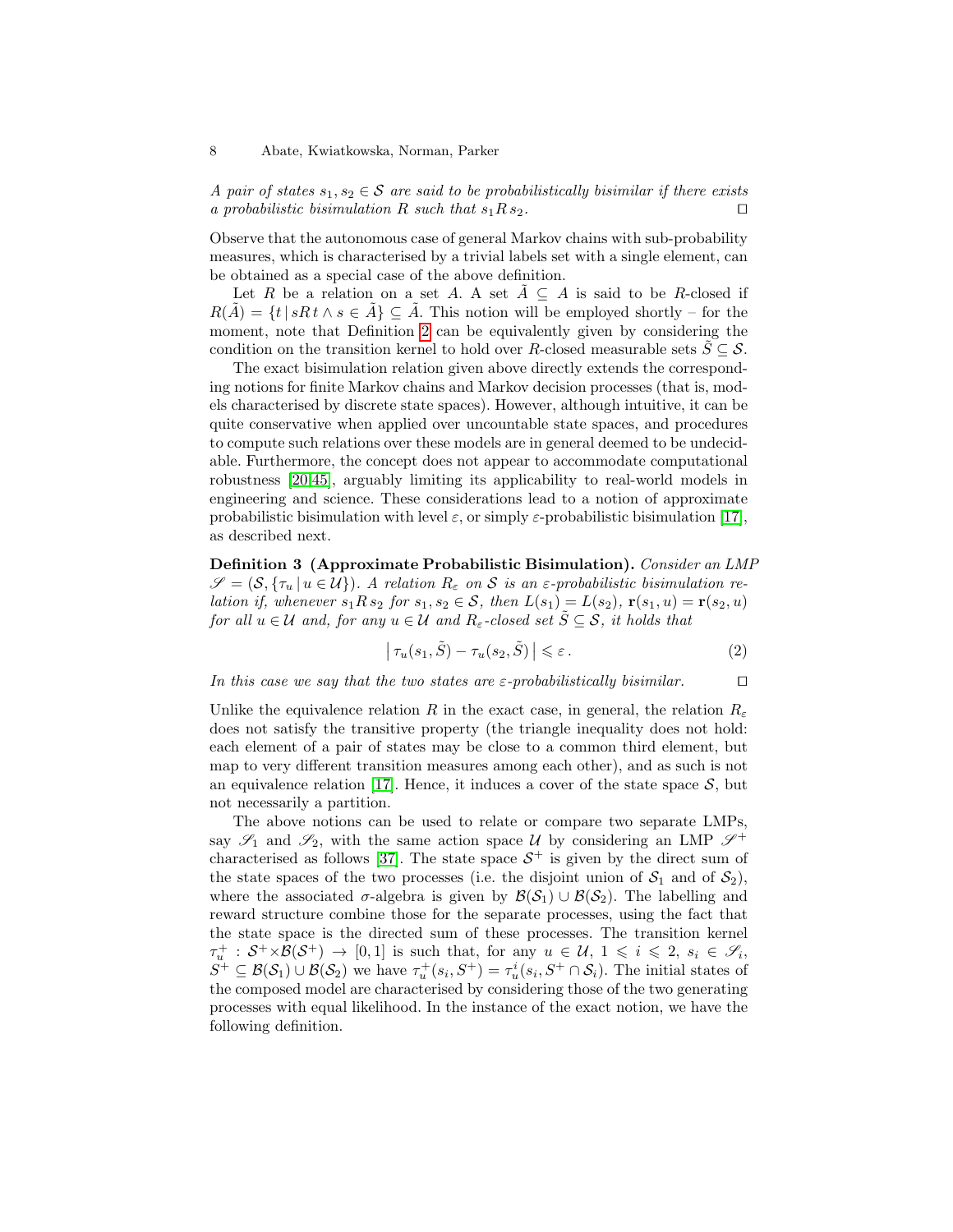*A pair of states $s_1, s_2 \in \mathcal{S}$ are said to be probabilistically bisimilar if there exists a probabilistic bisimulation $R$ such that $s_1 R\, s_2$.* $\square$

Observe that the autonomous case of general Markov chains with sub-probability measures, which is characterised by a trivial labels set with a single element, can be obtained as a special case of the above definition.

Let $R$ be a relation on a set $A$. A set $\tilde{A} \subseteq A$ is said to be $R$-closed if $R(\tilde{A}) = \{t \,|\, sR\,t \wedge s \in \tilde{A}\} \subseteq \tilde{A}$. This notion will be employed shortly – for the moment, note that Definition 2 can be equivalently given by considering the condition on the transition kernel to hold over $R$-closed measurable sets $\tilde{S} \subseteq \mathcal{S}$.

The exact bisimulation relation given above directly extends the corresponding notions for finite Markov chains and Markov decision processes (that is, models characterised by discrete state spaces). However, although intuitive, it can be quite conservative when applied over uncountable state spaces, and procedures to compute such relations over these models are in general deemed to be undecidable. Furthermore, the concept does not appear to accommodate computational robustness [20,45], arguably limiting its applicability to real-world models in engineering and science. These considerations lead to a notion of approximate probabilistic bisimulation with level $\varepsilon$, or simply $\varepsilon$-probabilistic bisimulation [17], as described next.

**Definition 3 (Approximate Probabilistic Bisimulation).** *Consider an LMP $\mathscr{S} = (\mathcal{S}, \{\tau_u \,|\, u \in \mathcal{U}\})$. A relation $R_\varepsilon$ on $\mathcal{S}$ is an $\varepsilon$-probabilistic bisimulation relation if, whenever $s_1 R\, s_2$ for $s_1, s_2 \in \mathcal{S}$, then $L(s_1) = L(s_2)$, $\mathbf{r}(s_1, u) = \mathbf{r}(s_2, u)$ for all $u \in \mathcal{U}$ and, for any $u \in \mathcal{U}$ and $R_\varepsilon$-closed set $\tilde{S} \subseteq \mathcal{S}$, it holds that*

$$\left|\, \tau_u(s_1, \tilde{S}) - \tau_u(s_2, \tilde{S}) \,\right| \leqslant \varepsilon \,. \tag{2}$$

*In this case we say that the two states are $\varepsilon$-probabilistically bisimilar.* $\square$

Unlike the equivalence relation $R$ in the exact case, in general, the relation $R_\varepsilon$ does not satisfy the transitive property (the triangle inequality does not hold: each element of a pair of states may be close to a common third element, but map to very different transition measures among each other), and as such is not an equivalence relation [17]. Hence, it induces a cover of the state space $\mathcal{S}$, but not necessarily a partition.

The above notions can be used to relate or compare two separate LMPs, say $\mathscr{S}_1$ and $\mathscr{S}_2$, with the same action space $\mathcal{U}$ by considering an LMP $\mathscr{S}^+$ characterised as follows [37]. The state space $\mathcal{S}^+$ is given by the direct sum of the state spaces of the two processes (i.e. the disjoint union of $\mathcal{S}_1$ and of $\mathcal{S}_2$), where the associated $\sigma$-algebra is given by $\mathcal{B}(\mathcal{S}_1) \cup \mathcal{B}(\mathcal{S}_2)$. The labelling and reward structure combine those for the separate processes, using the fact that the state space is the directed sum of these processes. The transition kernel $\tau_u^+ : \mathcal{S}^+ \times \mathcal{B}(\mathcal{S}^+) \rightarrow [0,1]$ is such that, for any $u \in \mathcal{U}$, $1 \leqslant i \leqslant 2$, $s_i \in \mathscr{S}_i$, $S^+ \subseteq \mathcal{B}(\mathcal{S}_1) \cup \mathcal{B}(\mathcal{S}_2)$ we have $\tau_u^+(s_i, S^+) = \tau_u^i(s_i, S^+ \cap \mathcal{S}_i)$. The initial states of the composed model are characterised by considering those of the two generating processes with equal likelihood. In the instance of the exact notion, we have the following definition.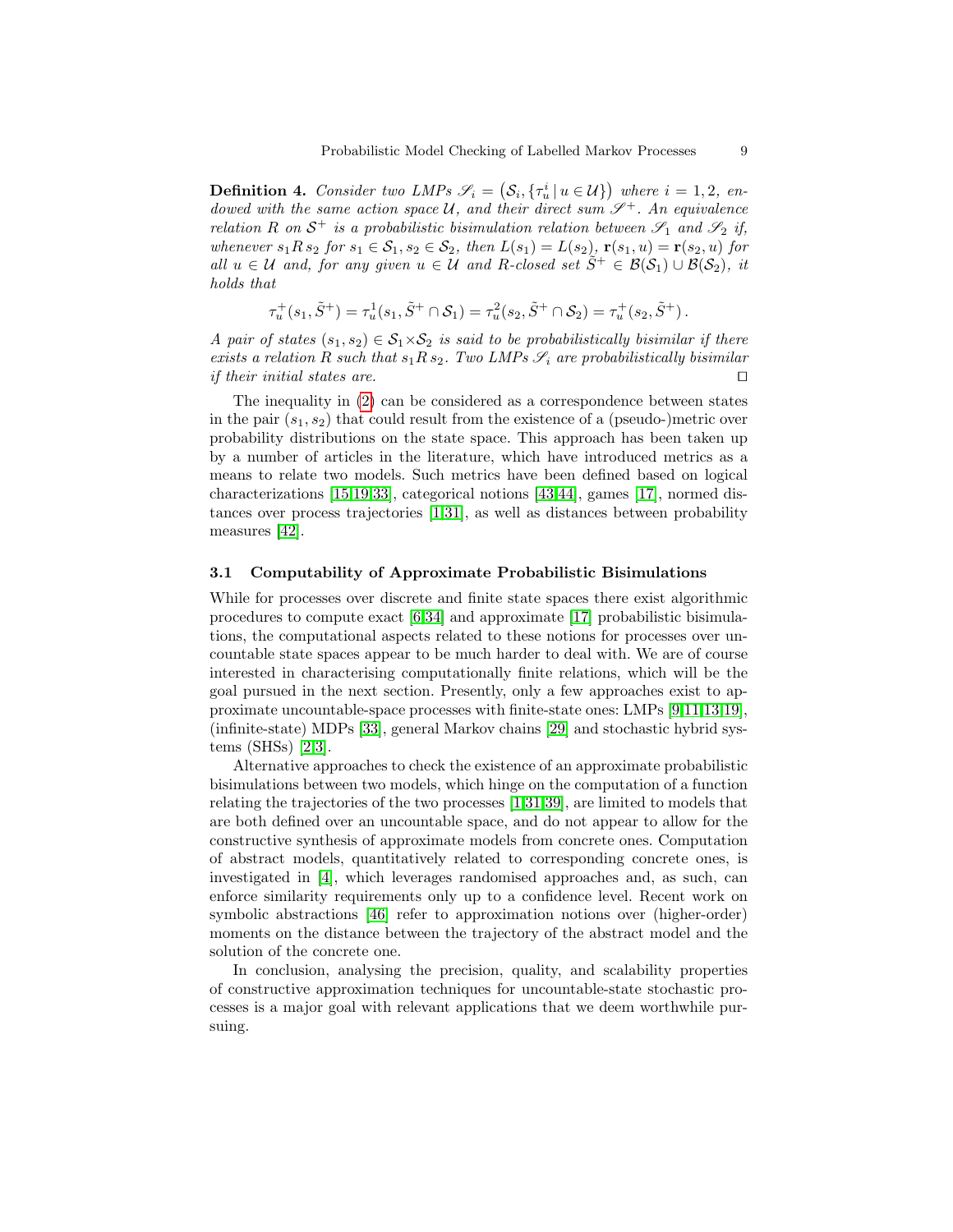**Definition 4.** *Consider two LMPs $\mathscr{S}_i = \big(\mathcal{S}_i, \{\tau_u^i \,|\, u \in \mathcal{U}\}\big)$ where $i = 1, 2$, endowed with the same action space $\mathcal{U}$, and their direct sum $\mathscr{S}^+$. An equivalence relation $R$ on $\mathcal{S}^+$ is a probabilistic bisimulation relation between $\mathscr{S}_1$ and $\mathscr{S}_2$ if, whenever $s_1 R\, s_2$ for $s_1 \in \mathcal{S}_1, s_2 \in \mathcal{S}_2$, then $L(s_1) = L(s_2)$, $\mathbf{r}(s_1, u) = \mathbf{r}(s_2, u)$ for all $u \in \mathcal{U}$ and, for any given $u \in \mathcal{U}$ and $R$-closed set $\tilde{S}^+ \in \mathcal{B}(\mathcal{S}_1) \cup \mathcal{B}(\mathcal{S}_2)$, it holds that*

$$\tau_u^+(s_1, \tilde{S}^+) = \tau_u^1(s_1, \tilde{S}^+ \cap \mathcal{S}_1) = \tau_u^2(s_2, \tilde{S}^+ \cap \mathcal{S}_2) = \tau_u^+(s_2, \tilde{S}^+)\,.$$

*A pair of states $(s_1, s_2) \in \mathcal{S}_1 \times \mathcal{S}_2$ is said to be probabilistically bisimilar if there exists a relation $R$ such that $s_1 R\, s_2$. Two LMPs $\mathscr{S}_i$ are probabilistically bisimilar if their initial states are.* ⊓⊔

The inequality in (2) can be considered as a correspondence between states in the pair $(s_1, s_2)$ that could result from the existence of a (pseudo-)metric over probability distributions on the state space. This approach has been taken up by a number of articles in the literature, which have introduced metrics as a means to relate two models. Such metrics have been defined based on logical characterizations [15,19,33], categorical notions [43,44], games [17], normed distances over process trajectories [1,31], as well as distances between probability measures [42].

### 3.1 Computability of Approximate Probabilistic Bisimulations

While for processes over discrete and finite state spaces there exist algorithmic procedures to compute exact [6,34] and approximate [17] probabilistic bisimulations, the computational aspects related to these notions for processes over uncountable state spaces appear to be much harder to deal with. We are of course interested in characterising computationally finite relations, which will be the goal pursued in the next section. Presently, only a few approaches exist to approximate uncountable-space processes with finite-state ones: LMPs [9,11,13,19], (infinite-state) MDPs [33], general Markov chains [29] and stochastic hybrid systems (SHSs) [2,3].

Alternative approaches to check the existence of an approximate probabilistic bisimulations between two models, which hinge on the computation of a function relating the trajectories of the two processes [1,31,39], are limited to models that are both defined over an uncountable space, and do not appear to allow for the constructive synthesis of approximate models from concrete ones. Computation of abstract models, quantitatively related to corresponding concrete ones, is investigated in [4], which leverages randomised approaches and, as such, can enforce similarity requirements only up to a confidence level. Recent work on symbolic abstractions [46] refer to approximation notions over (higher-order) moments on the distance between the trajectory of the abstract model and the solution of the concrete one.

In conclusion, analysing the precision, quality, and scalability properties of constructive approximation techniques for uncountable-state stochastic processes is a major goal with relevant applications that we deem worthwhile pursuing.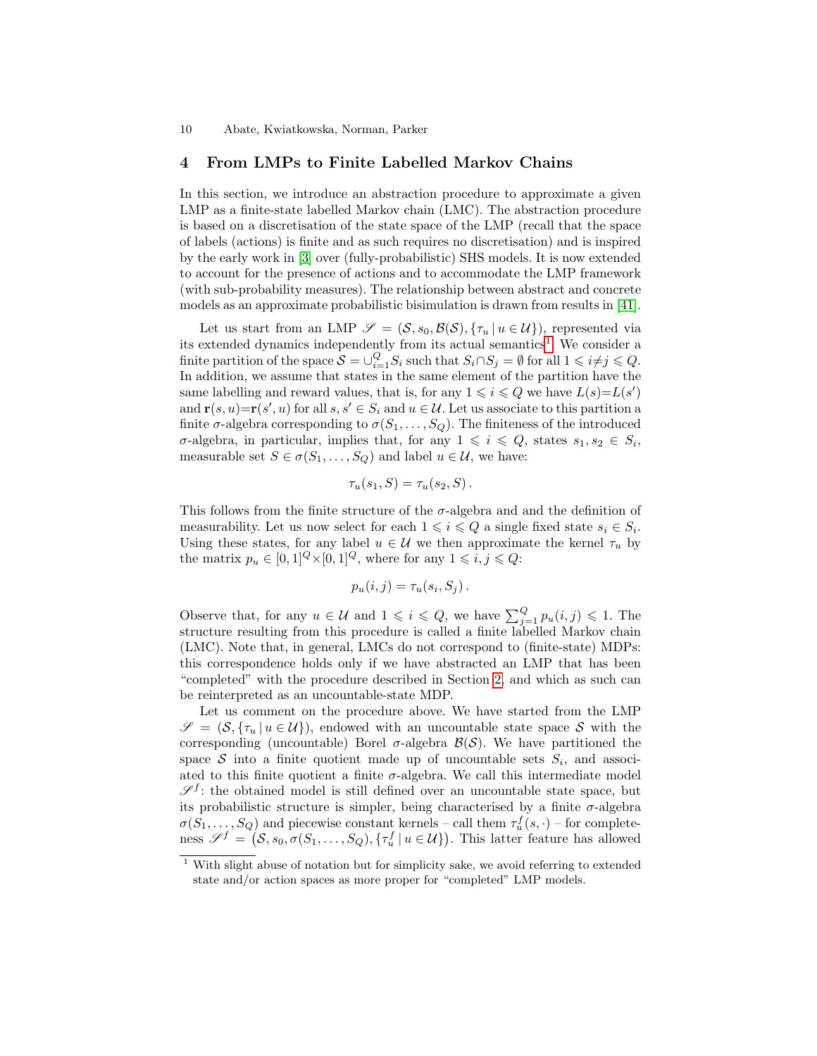## 4 From LMPs to Finite Labelled Markov Chains

In this section, we introduce an abstraction procedure to approximate a given LMP as a finite-state labelled Markov chain (LMC). The abstraction procedure is based on a discretisation of the state space of the LMP (recall that the space of labels (actions) is finite and as such requires no discretisation) and is inspired by the early work in [3] over (fully-probabilistic) SHS models. It is now extended to account for the presence of actions and to accommodate the LMP framework (with sub-probability measures). The relationship between abstract and concrete models as an approximate probabilistic bisimulation is drawn from results in [41].

Let us start from an LMP $\mathscr{S} = (\mathcal{S}, s_0, \mathcal{B}(\mathcal{S}), \{\tau_u \,|\, u \in \mathcal{U}\})$, represented via its extended dynamics independently from its actual semantics[1]. We consider a finite partition of the space $\mathcal{S} = \cup_{i=1}^{Q} S_i$ such that $S_i \cap S_j = \emptyset$ for all $1 \leqslant i \neq j \leqslant Q$. In addition, we assume that states in the same element of the partition have the same labelling and reward values, that is, for any $1 \leqslant i \leqslant Q$ we have $L(s)=L(s')$ and $\mathbf{r}(s,u)=\mathbf{r}(s',u)$ for all $s, s' \in S_i$ and $u \in \mathcal{U}$. Let us associate to this partition a finite $\sigma$-algebra corresponding to $\sigma(S_1, \ldots, S_Q)$. The finiteness of the introduced $\sigma$-algebra, in particular, implies that, for any $1 \leqslant i \leqslant Q$, states $s_1, s_2 \in S_i$, measurable set $S \in \sigma(S_1, \ldots, S_Q)$ and label $u \in \mathcal{U}$, we have:

$$\tau_u(s_1, S) = \tau_u(s_2, S)\,.$$

This follows from the finite structure of the $\sigma$-algebra and and the definition of measurability. Let us now select for each $1 \leqslant i \leqslant Q$ a single fixed state $s_i \in S_i$. Using these states, for any label $u \in \mathcal{U}$ we then approximate the kernel $\tau_u$ by the matrix $p_u \in [0,1]^Q \times [0,1]^Q$, where for any $1 \leqslant i, j \leqslant Q$:

$$p_u(i,j) = \tau_u(s_i, S_j)\,.$$

Observe that, for any $u \in \mathcal{U}$ and $1 \leqslant i \leqslant Q$, we have $\sum_{j=1}^{Q} p_u(i,j) \leqslant 1$. The structure resulting from this procedure is called a finite labelled Markov chain (LMC). Note that, in general, LMCs do not correspond to (finite-state) MDPs: this correspondence holds only if we have abstracted an LMP that has been "completed" with the procedure described in Section 2, and which as such can be reinterpreted as an uncountable-state MDP.

Let us comment on the procedure above. We have started from the LMP $\mathscr{S} = (\mathcal{S}, \{\tau_u \,|\, u \in \mathcal{U}\})$, endowed with an uncountable state space $\mathcal{S}$ with the corresponding (uncountable) Borel $\sigma$-algebra $\mathcal{B}(\mathcal{S})$. We have partitioned the space $\mathcal{S}$ into a finite quotient made up of uncountable sets $S_i$, and associated to this finite quotient a finite $\sigma$-algebra. We call this intermediate model $\mathscr{S}^f$: the obtained model is still defined over an uncountable state space, but its probabilistic structure is simpler, being characterised by a finite $\sigma$-algebra $\sigma(S_1, \ldots, S_Q)$ and piecewise constant kernels – call them $\tau_u^f(s, \cdot)$ – for completeness $\mathscr{S}^f = \big(\mathcal{S}, s_0, \sigma(S_1, \ldots, S_Q), \{\tau_u^f \,|\, u \in \mathcal{U}\}\big)$. This latter feature has allowed

[1] With slight abuse of notation but for simplicity sake, we avoid referring to extended state and/or action spaces as more proper for "completed" LMP models.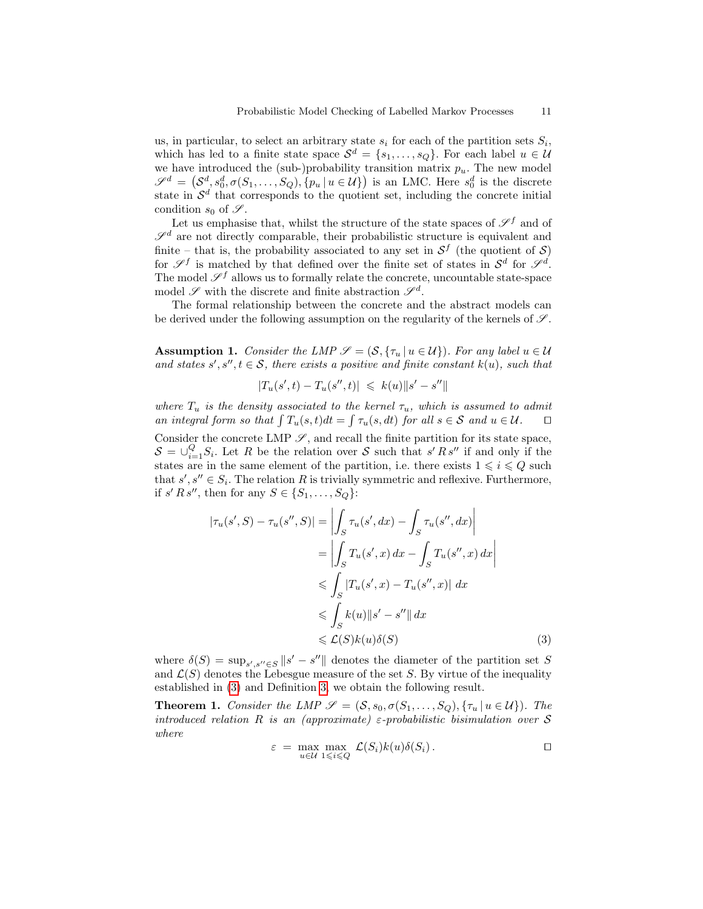us, in particular, to select an arbitrary state $s_i$ for each of the partition sets $S_i$, which has led to a finite state space $\mathcal{S}^d = \{s_1, \ldots, s_Q\}$. For each label $u \in \mathcal{U}$ we have introduced the (sub-)probability transition matrix $p_u$. The new model $\mathscr{S}^d = \left(\mathcal{S}^d, s_0^d, \sigma(S_1, \ldots, S_Q), \{p_u \,|\, u \in \mathcal{U}\}\right)$ is an LMC. Here $s_0^d$ is the discrete state in $\mathcal{S}^d$ that corresponds to the quotient set, including the concrete initial condition $s_0$ of $\mathscr{S}$.

Let us emphasise that, whilst the structure of the state spaces of $\mathscr{S}^f$ and of $\mathscr{S}^d$ are not directly comparable, their probabilistic structure is equivalent and finite – that is, the probability associated to any set in $\mathcal{S}^f$ (the quotient of $\mathcal{S}$) for $\mathscr{S}^f$ is matched by that defined over the finite set of states in $\mathcal{S}^d$ for $\mathscr{S}^d$. The model $\mathscr{S}^f$ allows us to formally relate the concrete, uncountable state-space model $\mathscr{S}$ with the discrete and finite abstraction $\mathscr{S}^d$.

The formal relationship between the concrete and the abstract models can be derived under the following assumption on the regularity of the kernels of $\mathscr{S}$.

**Assumption 1.** *Consider the LMP $\mathscr{S} = (\mathcal{S}, \{\tau_u \,|\, u \in \mathcal{U}\})$. For any label $u \in \mathcal{U}$ and states $s', s'', t \in \mathcal{S}$, there exists a positive and finite constant $k(u)$, such that*

$$|T_u(s', t) - T_u(s'', t)| \;\leqslant\; k(u)\|s' - s''\|$$

*where $T_u$ is the density associated to the kernel $\tau_u$, which is assumed to admit an integral form so that $\int T_u(s,t)dt = \int \tau_u(s, dt)$ for all $s \in \mathcal{S}$ and $u \in \mathcal{U}$.* $\square$

Consider the concrete LMP $\mathscr{S}$, and recall the finite partition for its state space, $\mathcal{S} = \cup_{i=1}^{Q} S_i$. Let $R$ be the relation over $\mathcal{S}$ such that $s' \, R \, s''$ if and only if the states are in the same element of the partition, i.e. there exists $1 \leqslant i \leqslant Q$ such that $s', s'' \in S_i$. The relation $R$ is trivially symmetric and reflexive. Furthermore, if $s' \, R \, s''$, then for any $S \in \{S_1, \ldots, S_Q\}$:

$$\begin{aligned}
|\tau_u(s', S) - \tau_u(s'', S)| &= \left| \int_S \tau_u(s', dx) - \int_S \tau_u(s'', dx) \right| \\
&= \left| \int_S T_u(s', x)\, dx - \int_S T_u(s'', x)\, dx \right| \\
&\leqslant \int_S |T_u(s', x) - T_u(s'', x)| \; dx \\
&\leqslant \int_S k(u)\|s' - s''\|\, dx \\
&\leqslant \mathcal{L}(S) k(u) \delta(S)
\end{aligned} \qquad (3)$$

where $\delta(S) = \sup_{s', s'' \in S} \|s' - s''\|$ denotes the diameter of the partition set $S$ and $\mathcal{L}(S)$ denotes the Lebesgue measure of the set $S$. By virtue of the inequality established in (3) and Definition 3, we obtain the following result.

**Theorem 1.** *Consider the LMP $\mathscr{S} = (\mathcal{S}, s_0, \sigma(S_1, \ldots, S_Q), \{\tau_u \,|\, u \in \mathcal{U}\})$. The introduced relation $R$ is an (approximate) $\varepsilon$-probabilistic bisimulation over $\mathcal{S}$ where*

$$\varepsilon \;=\; \max_{u \in \mathcal{U}} \max_{1 \leqslant i \leqslant Q} \; \mathcal{L}(S_i) k(u) \delta(S_i)\,.$$

$\square$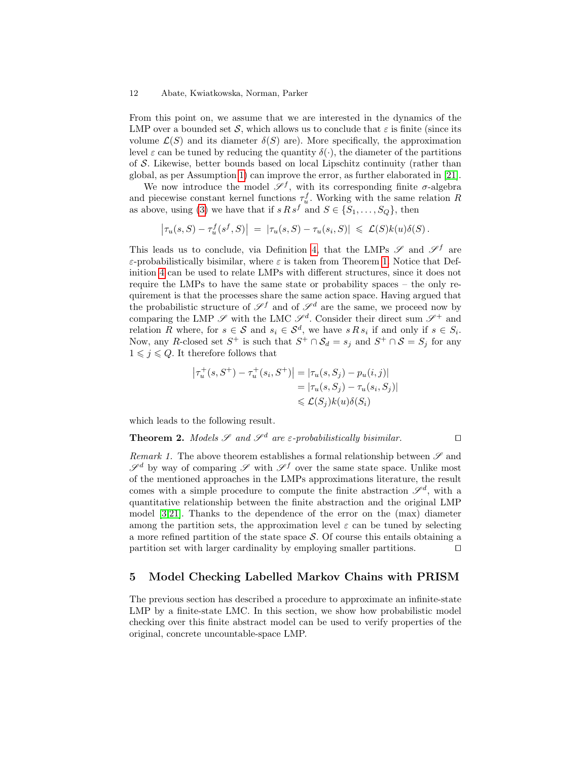From this point on, we assume that we are interested in the dynamics of the LMP over a bounded set $\mathcal{S}$, which allows us to conclude that $\varepsilon$ is finite (since its volume $\mathcal{L}(S)$ and its diameter $\delta(S)$ are). More specifically, the approximation level $\varepsilon$ can be tuned by reducing the quantity $\delta(\cdot)$, the diameter of the partitions of $\mathcal{S}$. Likewise, better bounds based on local Lipschitz continuity (rather than global, as per Assumption 1) can improve the error, as further elaborated in [21].

We now introduce the model $\mathscr{S}^f$, with its corresponding finite $\sigma$-algebra and piecewise constant kernel functions $\tau_u^f$. Working with the same relation $R$ as above, using (3) we have that if $s\,R\,s^f$ and $S \in \{S_1, \ldots, S_Q\}$, then

$$\left|\tau_u(s, S) - \tau_u^f(s^f, S)\right| \;=\; |\tau_u(s, S) - \tau_u(s_i, S)| \;\leqslant\; \mathcal{L}(S)k(u)\delta(S)\,.$$

This leads us to conclude, via Definition 4, that the LMPs $\mathscr{S}$ and $\mathscr{S}^f$ are $\varepsilon$-probabilistically bisimilar, where $\varepsilon$ is taken from Theorem 1. Notice that Definition 4 can be used to relate LMPs with different structures, since it does not require the LMPs to have the same state or probability spaces – the only requirement is that the processes share the same action space. Having argued that the probabilistic structure of $\mathscr{S}^f$ and of $\mathscr{S}^d$ are the same, we proceed now by comparing the LMP $\mathscr{S}$ with the LMC $\mathscr{S}^d$. Consider their direct sum $\mathscr{S}^+$ and relation $R$ where, for $s \in \mathcal{S}$ and $s_i \in \mathcal{S}^d$, we have $s\,R\,s_i$ if and only if $s \in S_i$. Now, any $R$-closed set $S^+$ is such that $S^+ \cap \mathcal{S}_d = s_j$ and $S^+ \cap \mathcal{S} = S_j$ for any $1 \leqslant j \leqslant Q$. It therefore follows that

$$\begin{aligned}
\left|\tau_u^+(s, S^+) - \tau_u^+(s_i, S^+)\right| &= |\tau_u(s, S_j) - p_u(i,j)| \\
&= |\tau_u(s, S_j) - \tau_u(s_i, S_j)| \\
&\leqslant \mathcal{L}(S_j)k(u)\delta(S_i)
\end{aligned}$$

which leads to the following result.

**Theorem 2.** *Models $\mathscr{S}$ and $\mathscr{S}^d$ are $\varepsilon$-probabilistically bisimilar.* ◻

*Remark 1.* The above theorem establishes a formal relationship between $\mathscr{S}$ and $\mathscr{S}^d$ by way of comparing $\mathscr{S}$ with $\mathscr{S}^f$ over the same state space. Unlike most of the mentioned approaches in the LMPs approximations literature, the result comes with a simple procedure to compute the finite abstraction $\mathscr{S}^d$, with a quantitative relationship between the finite abstraction and the original LMP model [3,21]. Thanks to the dependence of the error on the (max) diameter among the partition sets, the approximation level $\varepsilon$ can be tuned by selecting a more refined partition of the state space $\mathcal{S}$. Of course this entails obtaining a partition set with larger cardinality by employing smaller partitions. ◻

## 5 Model Checking Labelled Markov Chains with PRISM

The previous section has described a procedure to approximate an infinite-state LMP by a finite-state LMC. In this section, we show how probabilistic model checking over this finite abstract model can be used to verify properties of the original, concrete uncountable-space LMP.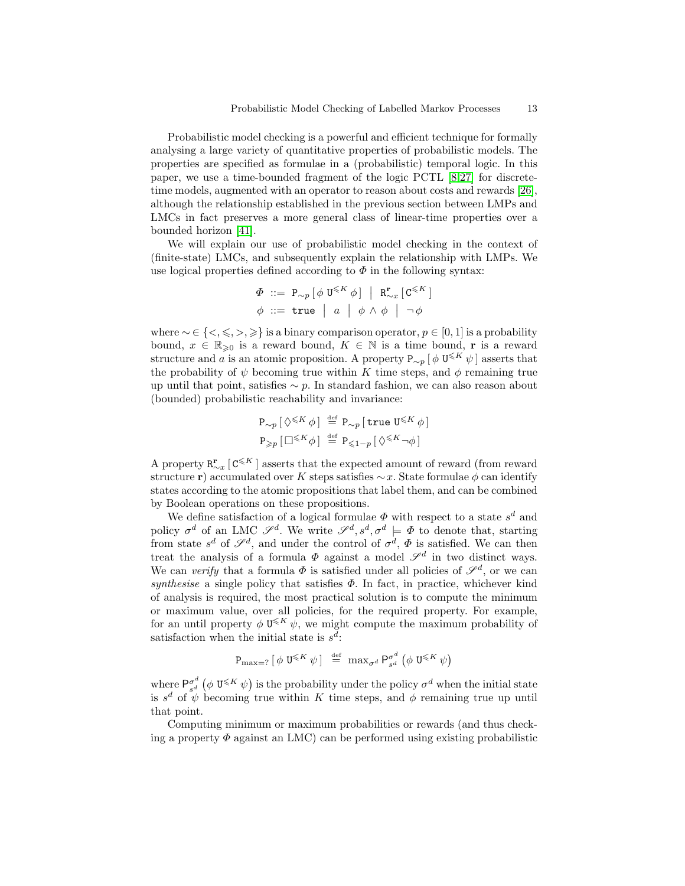Probabilistic model checking is a powerful and efficient technique for formally analysing a large variety of quantitative properties of probabilistic models. The properties are specified as formulae in a (probabilistic) temporal logic. In this paper, we use a time-bounded fragment of the logic PCTL [8,27] for discrete-time models, augmented with an operator to reason about costs and rewards [26], although the relationship established in the previous section between LMPs and LMCs in fact preserves a more general class of linear-time properties over a bounded horizon [41].

We will explain our use of probabilistic model checking in the context of (finite-state) LMCs, and subsequently explain the relationship with LMPs. We use logical properties defined according to $\Phi$ in the following syntax:

$$\Phi \ ::= \ \mathtt{P}_{\sim p}[\, \phi \ \mathtt{U}^{\leqslant K} \ \phi \,] \ \big| \ \mathtt{R}^{\mathbf{r}}_{\sim x}[\, \mathtt{C}^{\leqslant K} \,]$$
$$\phi \ ::= \ \mathtt{true} \ \big| \ a \ \big| \ \phi \wedge \phi \ \big| \ \neg \phi$$

where $\sim \in \{<, \leqslant, >, \geqslant\}$ is a binary comparison operator, $p \in [0,1]$ is a probability bound, $x \in \mathbb{R}_{\geqslant 0}$ is a reward bound, $K \in \mathbb{N}$ is a time bound, $\mathbf{r}$ is a reward structure and $a$ is an atomic proposition. A property $\mathtt{P}_{\sim p}[\, \phi \ \mathtt{U}^{\leqslant K} \ \psi \,]$ asserts that the probability of $\psi$ becoming true within $K$ time steps, and $\phi$ remaining true up until that point, satisfies $\sim p$. In standard fashion, we can also reason about (bounded) probabilistic reachability and invariance:

$$\mathtt{P}_{\sim p}[\, \Diamond^{\leqslant K} \phi \,] \ \stackrel{\text{def}}{=} \ \mathtt{P}_{\sim p}[\, \mathtt{true} \ \mathtt{U}^{\leqslant K} \ \phi \,]$$
$$\mathtt{P}_{\geqslant p}[\, \Box^{\leqslant K} \phi \,] \ \stackrel{\text{def}}{=} \ \mathtt{P}_{\leqslant 1-p}[\, \Diamond^{\leqslant K} \neg \phi \,]$$

A property $\mathtt{R}^{\mathbf{r}}_{\sim x}[\, \mathtt{C}^{\leqslant K} \,]$ asserts that the expected amount of reward (from reward structure $\mathbf{r}$) accumulated over $K$ steps satisfies $\sim x$. State formulae $\phi$ can identify states according to the atomic propositions that label them, and can be combined by Boolean operations on these propositions.

We define satisfaction of a logical formulae $\Phi$ with respect to a state $s^d$ and policy $\sigma^d$ of an LMC $\mathscr{S}^d$. We write $\mathscr{S}^d, s^d, \sigma^d \models \Phi$ to denote that, starting from state $s^d$ of $\mathscr{S}^d$, and under the control of $\sigma^d$, $\Phi$ is satisfied. We can then treat the analysis of a formula $\Phi$ against a model $\mathscr{S}^d$ in two distinct ways. We can *verify* that a formula $\Phi$ is satisfied under all policies of $\mathscr{S}^d$, or we can *synthesise* a single policy that satisfies $\Phi$. In fact, in practice, whichever kind of analysis is required, the most practical solution is to compute the minimum or maximum value, over all policies, for the required property. For example, for an until property $\phi \ \mathtt{U}^{\leqslant K} \ \psi$, we might compute the maximum probability of satisfaction when the initial state is $s^d$:

$$\mathtt{P}_{\max=?}[\, \phi \ \mathtt{U}^{\leqslant K} \ \psi \,] \ \stackrel{\text{def}}{=} \ \max_{\sigma^d} \mathsf{P}^{\sigma^d}_{s^d}\left(\phi \ \mathtt{U}^{\leqslant K} \ \psi\right)$$

where $\mathsf{P}^{\sigma^d}_{s^d}\left(\phi \ \mathtt{U}^{\leqslant K} \ \psi\right)$ is the probability under the policy $\sigma^d$ when the initial state is $s^d$ of $\psi$ becoming true within $K$ time steps, and $\phi$ remaining true up until that point.

Computing minimum or maximum probabilities or rewards (and thus checking a property $\Phi$ against an LMC) can be performed using existing probabilistic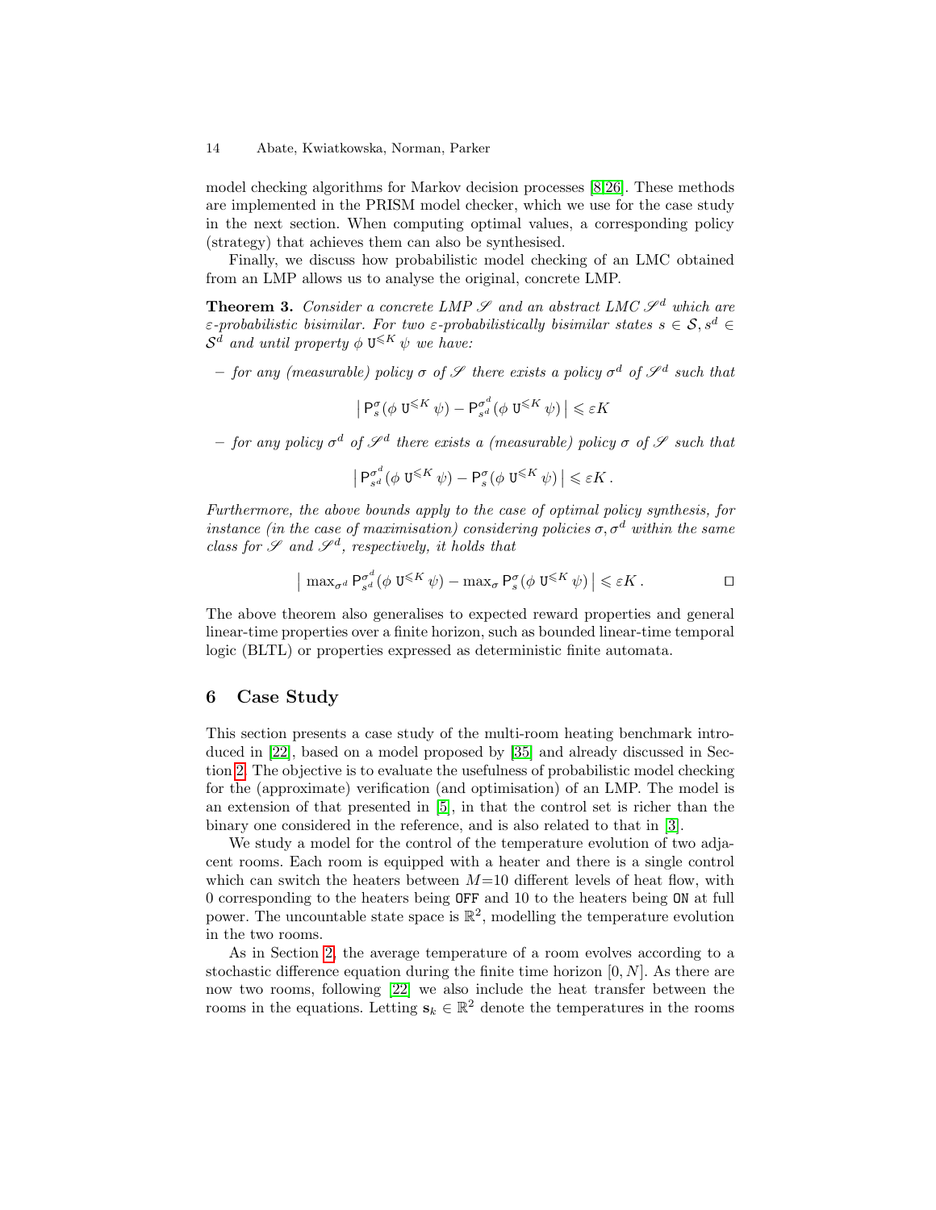model checking algorithms for Markov decision processes [8,26]. These methods are implemented in the PRISM model checker, which we use for the case study in the next section. When computing optimal values, a corresponding policy (strategy) that achieves them can also be synthesised.

Finally, we discuss how probabilistic model checking of an LMC obtained from an LMP allows us to analyse the original, concrete LMP.

**Theorem 3.** *Consider a concrete LMP $\mathscr{S}$ and an abstract LMC $\mathscr{S}^d$ which are $\varepsilon$-probabilistic bisimilar. For two $\varepsilon$-probabilistically bisimilar states $s \in \mathcal{S}, s^d \in \mathcal{S}^d$ and until property $\phi \ \mathtt{U}^{\leqslant K} \ \psi$ we have:*

- *for any (measurable) policy $\sigma$ of $\mathscr{S}$ there exists a policy $\sigma^d$ of $\mathscr{S}^d$ such that*

$$\left| \mathsf{P}_s^{\sigma}(\phi \ \mathtt{U}^{\leqslant K} \ \psi) - \mathsf{P}_{s^d}^{\sigma^d}(\phi \ \mathtt{U}^{\leqslant K} \ \psi) \right| \leqslant \varepsilon K$$

- *for any policy $\sigma^d$ of $\mathscr{S}^d$ there exists a (measurable) policy $\sigma$ of $\mathscr{S}$ such that*

$$\left| \mathsf{P}_{s^d}^{\sigma^d}(\phi \ \mathtt{U}^{\leqslant K} \ \psi) - \mathsf{P}_s^{\sigma}(\phi \ \mathtt{U}^{\leqslant K} \ \psi) \right| \leqslant \varepsilon K \, .$$

*Furthermore, the above bounds apply to the case of optimal policy synthesis, for instance (in the case of maximisation) considering policies $\sigma, \sigma^d$ within the same class for $\mathscr{S}$ and $\mathscr{S}^d$, respectively, it holds that*

$$\left| \max_{\sigma^d} \mathsf{P}_{s^d}^{\sigma^d}(\phi \ \mathtt{U}^{\leqslant K} \ \psi) - \max_{\sigma} \mathsf{P}_s^{\sigma}(\phi \ \mathtt{U}^{\leqslant K} \ \psi) \right| \leqslant \varepsilon K \, . \qquad \square$$

The above theorem also generalises to expected reward properties and general linear-time properties over a finite horizon, such as bounded linear-time temporal logic (BLTL) or properties expressed as deterministic finite automata.

## 6 Case Study

This section presents a case study of the multi-room heating benchmark introduced in [22], based on a model proposed by [35] and already discussed in Section 2. The objective is to evaluate the usefulness of probabilistic model checking for the (approximate) verification (and optimisation) of an LMP. The model is an extension of that presented in [5], in that the control set is richer than the binary one considered in the reference, and is also related to that in [3].

We study a model for the control of the temperature evolution of two adjacent rooms. Each room is equipped with a heater and there is a single control which can switch the heaters between $M$=10 different levels of heat flow, with 0 corresponding to the heaters being `OFF` and 10 to the heaters being `ON` at full power. The uncountable state space is $\mathbb{R}^2$, modelling the temperature evolution in the two rooms.

As in Section 2, the average temperature of a room evolves according to a stochastic difference equation during the finite time horizon $[0, N]$. As there are now two rooms, following [22] we also include the heat transfer between the rooms in the equations. Letting $\mathbf{s}_k \in \mathbb{R}^2$ denote the temperatures in the rooms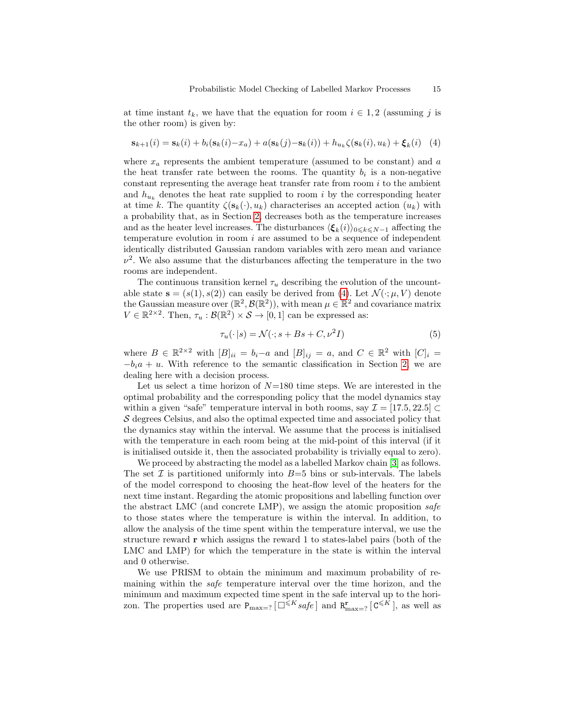at time instant $t_k$, we have that the equation for room $i \in 1, 2$ (assuming $j$ is the other room) is given by:

$$\mathbf{s}_{k+1}(i) = \mathbf{s}_k(i) + b_i(\mathbf{s}_k(i) - x_a) + a(\mathbf{s}_k(j) - \mathbf{s}_k(i)) + h_{u_k}\zeta(\mathbf{s}_k(i), u_k) + \boldsymbol{\xi}_k(i) \quad (4)$$

where $x_a$ represents the ambient temperature (assumed to be constant) and $a$ the heat transfer rate between the rooms. The quantity $b_i$ is a non-negative constant representing the average heat transfer rate from room $i$ to the ambient and $h_{u_k}$ denotes the heat rate supplied to room $i$ by the corresponding heater at time $k$. The quantity $\zeta(\mathbf{s}_k(\cdot), u_k)$ characterises an accepted action ($u_k$) with a probability that, as in Section 2, decreases both as the temperature increases and as the heater level increases. The disturbances $\langle \boldsymbol{\xi}_k(i) \rangle_{0 \leqslant k \leqslant N-1}$ affecting the temperature evolution in room $i$ are assumed to be a sequence of independent identically distributed Gaussian random variables with zero mean and variance $\nu^2$. We also assume that the disturbances affecting the temperature in the two rooms are independent.

The continuous transition kernel $\tau_u$ describing the evolution of the uncountable state $\mathbf{s} = (s(1), s(2))$ can easily be derived from (4). Let $\mathcal{N}(\cdot; \mu, V)$ denote the Gaussian measure over $(\mathbb{R}^2, \mathcal{B}(\mathbb{R}^2))$, with mean $\mu \in \mathbb{R}^2$ and covariance matrix $V \in \mathbb{R}^{2\times 2}$. Then, $\tau_u : \mathcal{B}(\mathbb{R}^2) \times \mathcal{S} \to [0, 1]$ can be expressed as:

$$\tau_u(\cdot \,|s) = \mathcal{N}(\cdot; s + Bs + C, \nu^2 I) \quad (5)$$

where $B \in \mathbb{R}^{2\times 2}$ with $[B]_{ii} = b_i - a$ and $[B]_{ij} = a$, and $C \in \mathbb{R}^2$ with $[C]_i = -b_i a + u$. With reference to the semantic classification in Section 2, we are dealing here with a decision process.

Let us select a time horizon of $N$=180 time steps. We are interested in the optimal probability and the corresponding policy that the model dynamics stay within a given "safe" temperature interval in both rooms, say $\mathcal{I} = [17.5, 22.5] \subset \mathcal{S}$ degrees Celsius, and also the optimal expected time and associated policy that the dynamics stay within the interval. We assume that the process is initialised with the temperature in each room being at the mid-point of this interval (if it is initialised outside it, then the associated probability is trivially equal to zero).

We proceed by abstracting the model as a labelled Markov chain [3] as follows. The set $\mathcal{I}$ is partitioned uniformly into $B$=5 bins or sub-intervals. The labels of the model correspond to choosing the heat-flow level of the heaters for the next time instant. Regarding the atomic propositions and labelling function over the abstract LMC (and concrete LMP), we assign the atomic proposition *safe* to those states where the temperature is within the interval. In addition, to allow the analysis of the time spent within the temperature interval, we use the structure reward $\mathbf{r}$ which assigns the reward 1 to states-label pairs (both of the LMC and LMP) for which the temperature in the state is within the interval and 0 otherwise.

We use PRISM to obtain the minimum and maximum probability of remaining within the *safe* temperature interval over the time horizon, and the minimum and maximum expected time spent in the safe interval up to the horizon. The properties used are $\mathtt{P}_{\max=?}\,[\,\square^{\leqslant K}\, safe\,]$ and $\mathtt{R}^{\mathbf{r}}_{\max=?}\,[\,\mathtt{C}^{\leqslant K}\,]$, as well as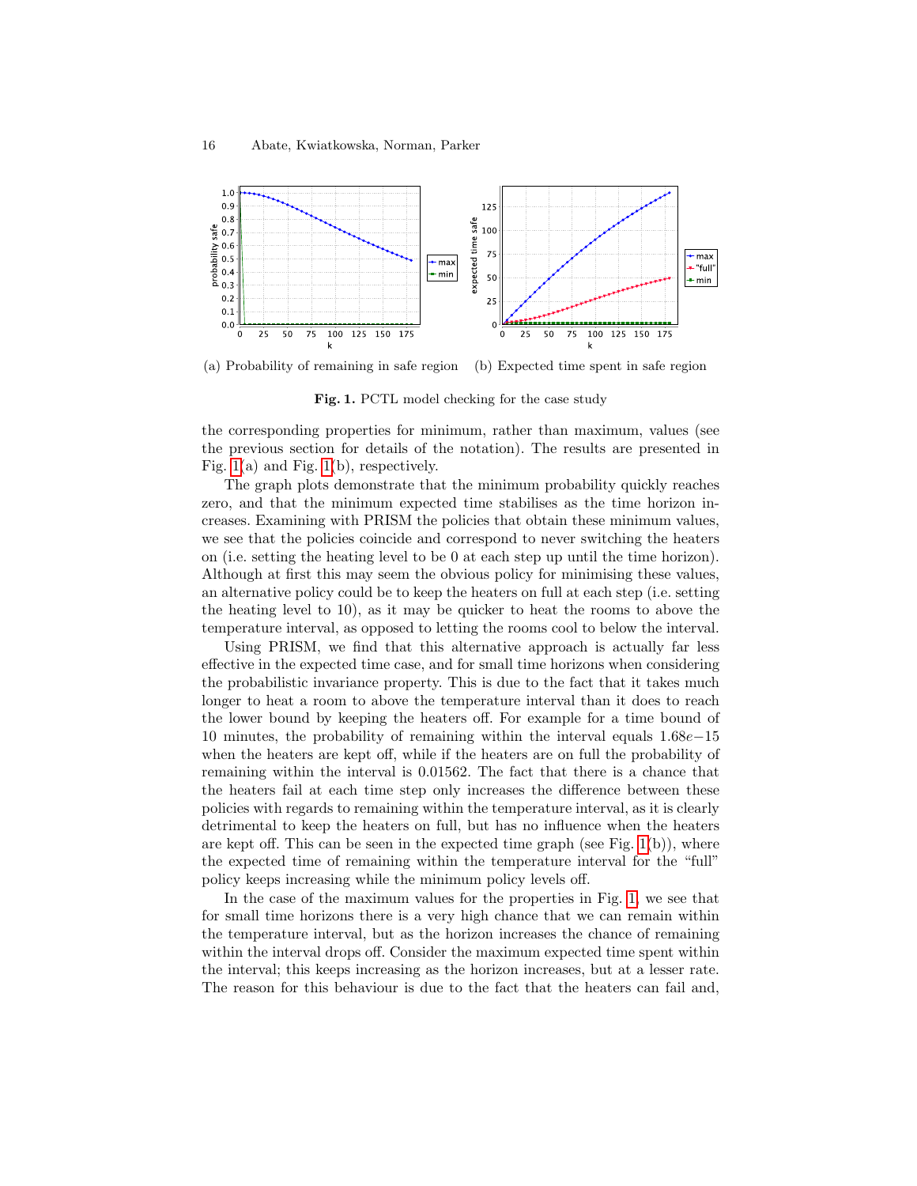1.0
0.9
0.8
0.7
0.6
0.5
0.4
0.3
0.2
0.1
0.0
probability safe
0 25 50 75 100 125 150 175
k
max
min

(a) Probability of remaining in safe region

125
100
75
50
25
0
expected time safe
0 25 50 75 100 125 150 175
k
max
"full"
min

(b) Expected time spent in safe region

**Fig. 1.** PCTL model checking for the case study

the corresponding properties for minimum, rather than maximum, values (see the previous section for details of the notation). The results are presented in Fig. 1(a) and Fig. 1(b), respectively.

The graph plots demonstrate that the minimum probability quickly reaches zero, and that the minimum expected time stabilises as the time horizon increases. Examining with PRISM the policies that obtain these minimum values, we see that the policies coincide and correspond to never switching the heaters on (i.e. setting the heating level to be 0 at each step up until the time horizon). Although at first this may seem the obvious policy for minimising these values, an alternative policy could be to keep the heaters on full at each step (i.e. setting the heating level to 10), as it may be quicker to heat the rooms to above the temperature interval, as opposed to letting the rooms cool to below the interval.

Using PRISM, we find that this alternative approach is actually far less effective in the expected time case, and for small time horizons when considering the probabilistic invariance property. This is due to the fact that it takes much longer to heat a room to above the temperature interval than it does to reach the lower bound by keeping the heaters off. For example for a time bound of 10 minutes, the probability of remaining within the interval equals $1.68e{-}15$ when the heaters are kept off, while if the heaters are on full the probability of remaining within the interval is 0.01562. The fact that there is a chance that the heaters fail at each time step only increases the difference between these policies with regards to remaining within the temperature interval, as it is clearly detrimental to keep the heaters on full, but has no influence when the heaters are kept off. This can be seen in the expected time graph (see Fig. 1(b)), where the expected time of remaining within the temperature interval for the "full" policy keeps increasing while the minimum policy levels off.

In the case of the maximum values for the properties in Fig. 1, we see that for small time horizons there is a very high chance that we can remain within the temperature interval, but as the horizon increases the chance of remaining within the interval drops off. Consider the maximum expected time spent within the interval; this keeps increasing as the horizon increases, but at a lesser rate. The reason for this behaviour is due to the fact that the heaters can fail and,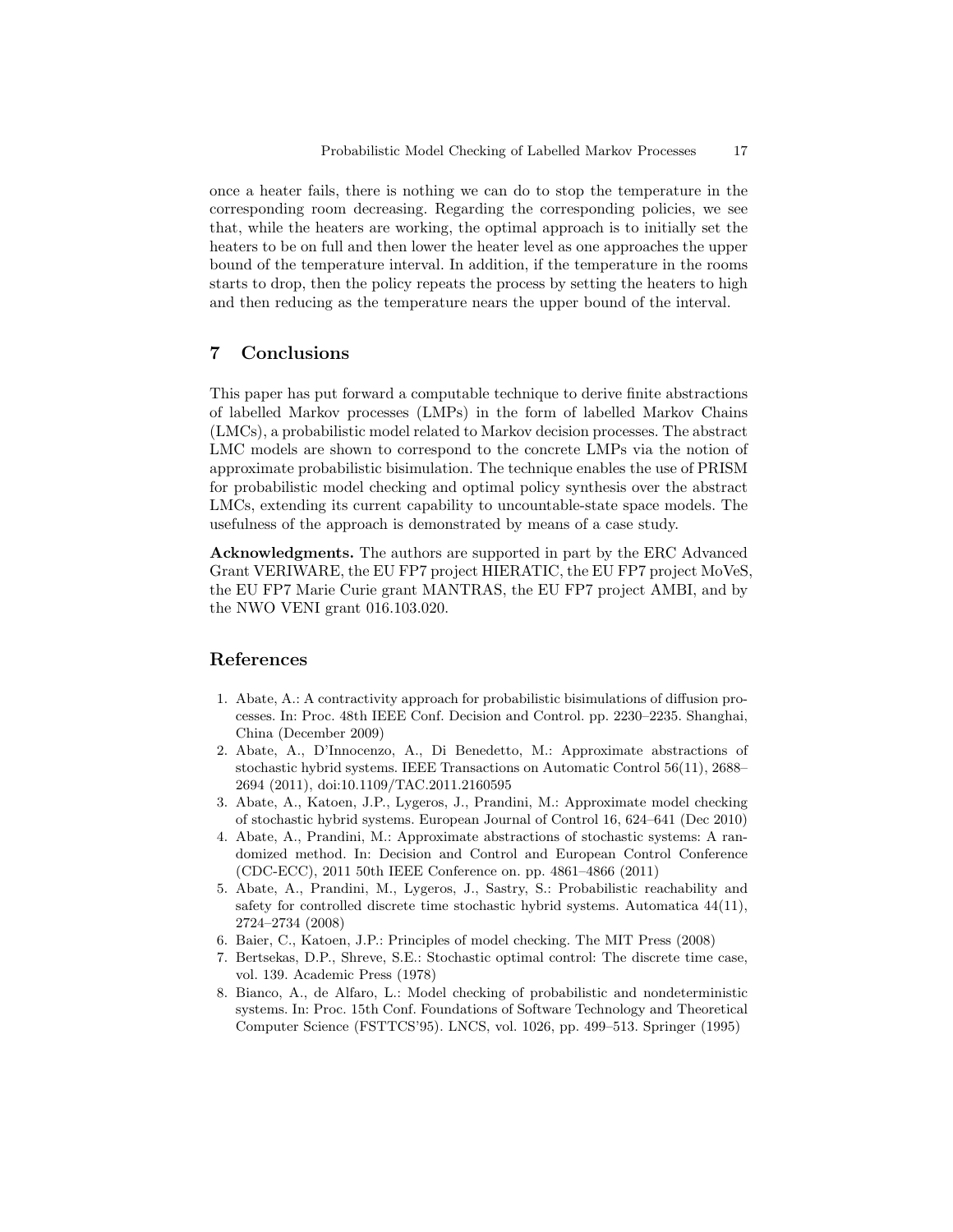once a heater fails, there is nothing we can do to stop the temperature in the corresponding room decreasing. Regarding the corresponding policies, we see that, while the heaters are working, the optimal approach is to initially set the heaters to be on full and then lower the heater level as one approaches the upper bound of the temperature interval. In addition, if the temperature in the rooms starts to drop, then the policy repeats the process by setting the heaters to high and then reducing as the temperature nears the upper bound of the interval.

## 7 Conclusions

This paper has put forward a computable technique to derive finite abstractions of labelled Markov processes (LMPs) in the form of labelled Markov Chains (LMCs), a probabilistic model related to Markov decision processes. The abstract LMC models are shown to correspond to the concrete LMPs via the notion of approximate probabilistic bisimulation. The technique enables the use of PRISM for probabilistic model checking and optimal policy synthesis over the abstract LMCs, extending its current capability to uncountable-state space models. The usefulness of the approach is demonstrated by means of a case study.

**Acknowledgments.** The authors are supported in part by the ERC Advanced Grant VERIWARE, the EU FP7 project HIERATIC, the EU FP7 project MoVeS, the EU FP7 Marie Curie grant MANTRAS, the EU FP7 project AMBI, and by the NWO VENI grant 016.103.020.

## References

1. Abate, A.: A contractivity approach for probabilistic bisimulations of diffusion processes. In: Proc. 48th IEEE Conf. Decision and Control. pp. 2230–2235. Shanghai, China (December 2009)
2. Abate, A., D'Innocenzo, A., Di Benedetto, M.: Approximate abstractions of stochastic hybrid systems. IEEE Transactions on Automatic Control 56(11), 2688–2694 (2011), doi:10.1109/TAC.2011.2160595
3. Abate, A., Katoen, J.P., Lygeros, J., Prandini, M.: Approximate model checking of stochastic hybrid systems. European Journal of Control 16, 624–641 (Dec 2010)
4. Abate, A., Prandini, M.: Approximate abstractions of stochastic systems: A randomized method. In: Decision and Control and European Control Conference (CDC-ECC), 2011 50th IEEE Conference on. pp. 4861–4866 (2011)
5. Abate, A., Prandini, M., Lygeros, J., Sastry, S.: Probabilistic reachability and safety for controlled discrete time stochastic hybrid systems. Automatica 44(11), 2724–2734 (2008)
6. Baier, C., Katoen, J.P.: Principles of model checking. The MIT Press (2008)
7. Bertsekas, D.P., Shreve, S.E.: Stochastic optimal control: The discrete time case, vol. 139. Academic Press (1978)
8. Bianco, A., de Alfaro, L.: Model checking of probabilistic and nondeterministic systems. In: Proc. 15th Conf. Foundations of Software Technology and Theoretical Computer Science (FSTTCS'95). LNCS, vol. 1026, pp. 499–513. Springer (1995)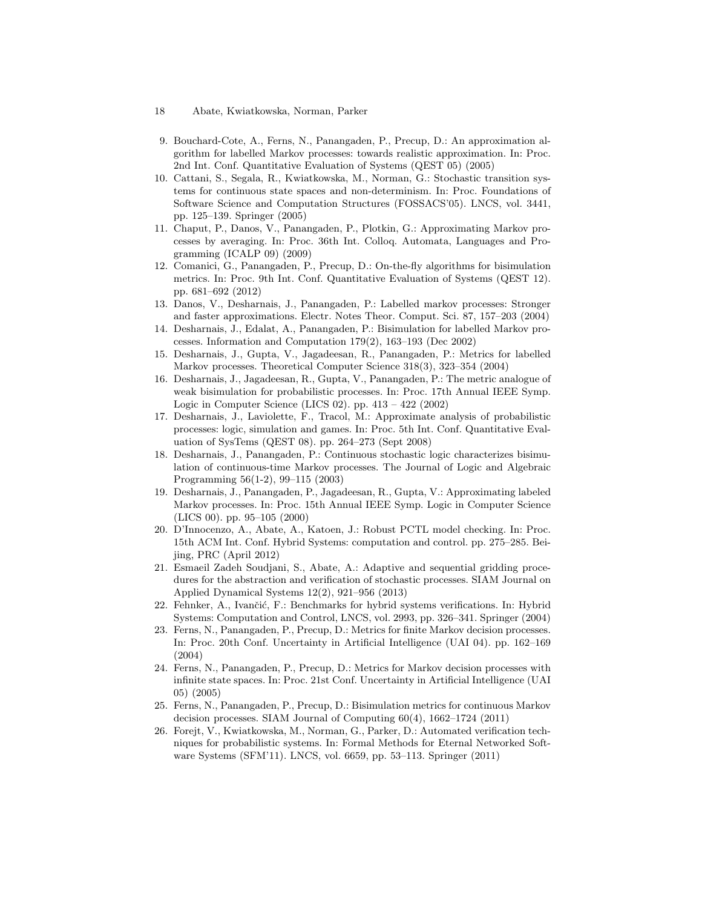9. Bouchard-Cote, A., Ferns, N., Panangaden, P., Precup, D.: An approximation algorithm for labelled Markov processes: towards realistic approximation. In: Proc. 2nd Int. Conf. Quantitative Evaluation of Systems (QEST 05) (2005)
10. Cattani, S., Segala, R., Kwiatkowska, M., Norman, G.: Stochastic transition systems for continuous state spaces and non-determinism. In: Proc. Foundations of Software Science and Computation Structures (FOSSACS'05). LNCS, vol. 3441, pp. 125–139. Springer (2005)
11. Chaput, P., Danos, V., Panangaden, P., Plotkin, G.: Approximating Markov processes by averaging. In: Proc. 36th Int. Colloq. Automata, Languages and Programming (ICALP 09) (2009)
12. Comanici, G., Panangaden, P., Precup, D.: On-the-fly algorithms for bisimulation metrics. In: Proc. 9th Int. Conf. Quantitative Evaluation of Systems (QEST 12). pp. 681–692 (2012)
13. Danos, V., Desharnais, J., Panangaden, P.: Labelled markov processes: Stronger and faster approximations. Electr. Notes Theor. Comput. Sci. 87, 157–203 (2004)
14. Desharnais, J., Edalat, A., Panangaden, P.: Bisimulation for labelled Markov processes. Information and Computation 179(2), 163–193 (Dec 2002)
15. Desharnais, J., Gupta, V., Jagadeesan, R., Panangaden, P.: Metrics for labelled Markov processes. Theoretical Computer Science 318(3), 323–354 (2004)
16. Desharnais, J., Jagadeesan, R., Gupta, V., Panangaden, P.: The metric analogue of weak bisimulation for probabilistic processes. In: Proc. 17th Annual IEEE Symp. Logic in Computer Science (LICS 02). pp. 413 – 422 (2002)
17. Desharnais, J., Laviolette, F., Tracol, M.: Approximate analysis of probabilistic processes: logic, simulation and games. In: Proc. 5th Int. Conf. Quantitative Evaluation of SysTems (QEST 08). pp. 264–273 (Sept 2008)
18. Desharnais, J., Panangaden, P.: Continuous stochastic logic characterizes bisimulation of continuous-time Markov processes. The Journal of Logic and Algebraic Programming 56(1-2), 99–115 (2003)
19. Desharnais, J., Panangaden, P., Jagadeesan, R., Gupta, V.: Approximating labeled Markov processes. In: Proc. 15th Annual IEEE Symp. Logic in Computer Science (LICS 00). pp. 95–105 (2000)
20. D'Innocenzo, A., Abate, A., Katoen, J.: Robust PCTL model checking. In: Proc. 15th ACM Int. Conf. Hybrid Systems: computation and control. pp. 275–285. Beijing, PRC (April 2012)
21. Esmaeil Zadeh Soudjani, S., Abate, A.: Adaptive and sequential gridding procedures for the abstraction and verification of stochastic processes. SIAM Journal on Applied Dynamical Systems 12(2), 921–956 (2013)
22. Fehnker, A., Ivančić, F.: Benchmarks for hybrid systems verifications. In: Hybrid Systems: Computation and Control, LNCS, vol. 2993, pp. 326–341. Springer (2004)
23. Ferns, N., Panangaden, P., Precup, D.: Metrics for finite Markov decision processes. In: Proc. 20th Conf. Uncertainty in Artificial Intelligence (UAI 04). pp. 162–169 (2004)
24. Ferns, N., Panangaden, P., Precup, D.: Metrics for Markov decision processes with infinite state spaces. In: Proc. 21st Conf. Uncertainty in Artificial Intelligence (UAI 05) (2005)
25. Ferns, N., Panangaden, P., Precup, D.: Bisimulation metrics for continuous Markov decision processes. SIAM Journal of Computing 60(4), 1662–1724 (2011)
26. Forejt, V., Kwiatkowska, M., Norman, G., Parker, D.: Automated verification techniques for probabilistic systems. In: Formal Methods for Eternal Networked Software Systems (SFM'11). LNCS, vol. 6659, pp. 53–113. Springer (2011)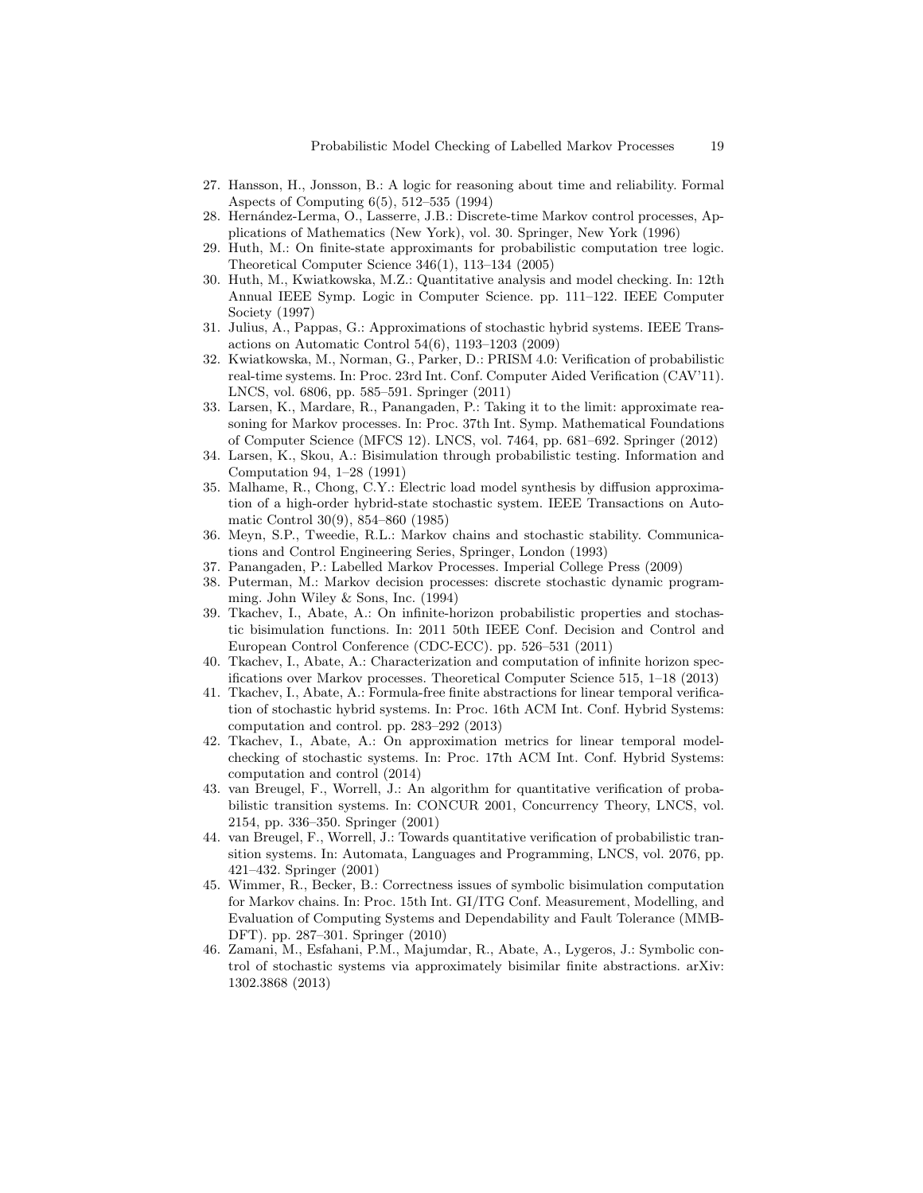27. Hansson, H., Jonsson, B.: A logic for reasoning about time and reliability. Formal Aspects of Computing 6(5), 512–535 (1994)
28. Hernández-Lerma, O., Lasserre, J.B.: Discrete-time Markov control processes, Applications of Mathematics (New York), vol. 30. Springer, New York (1996)
29. Huth, M.: On finite-state approximants for probabilistic computation tree logic. Theoretical Computer Science 346(1), 113–134 (2005)
30. Huth, M., Kwiatkowska, M.Z.: Quantitative analysis and model checking. In: 12th Annual IEEE Symp. Logic in Computer Science. pp. 111–122. IEEE Computer Society (1997)
31. Julius, A., Pappas, G.: Approximations of stochastic hybrid systems. IEEE Transactions on Automatic Control 54(6), 1193–1203 (2009)
32. Kwiatkowska, M., Norman, G., Parker, D.: PRISM 4.0: Verification of probabilistic real-time systems. In: Proc. 23rd Int. Conf. Computer Aided Verification (CAV'11). LNCS, vol. 6806, pp. 585–591. Springer (2011)
33. Larsen, K., Mardare, R., Panangaden, P.: Taking it to the limit: approximate reasoning for Markov processes. In: Proc. 37th Int. Symp. Mathematical Foundations of Computer Science (MFCS 12). LNCS, vol. 7464, pp. 681–692. Springer (2012)
34. Larsen, K., Skou, A.: Bisimulation through probabilistic testing. Information and Computation 94, 1–28 (1991)
35. Malhame, R., Chong, C.Y.: Electric load model synthesis by diffusion approximation of a high-order hybrid-state stochastic system. IEEE Transactions on Automatic Control 30(9), 854–860 (1985)
36. Meyn, S.P., Tweedie, R.L.: Markov chains and stochastic stability. Communications and Control Engineering Series, Springer, London (1993)
37. Panangaden, P.: Labelled Markov Processes. Imperial College Press (2009)
38. Puterman, M.: Markov decision processes: discrete stochastic dynamic programming. John Wiley & Sons, Inc. (1994)
39. Tkachev, I., Abate, A.: On infinite-horizon probabilistic properties and stochastic bisimulation functions. In: 2011 50th IEEE Conf. Decision and Control and European Control Conference (CDC-ECC). pp. 526–531 (2011)
40. Tkachev, I., Abate, A.: Characterization and computation of infinite horizon specifications over Markov processes. Theoretical Computer Science 515, 1–18 (2013)
41. Tkachev, I., Abate, A.: Formula-free finite abstractions for linear temporal verification of stochastic hybrid systems. In: Proc. 16th ACM Int. Conf. Hybrid Systems: computation and control. pp. 283–292 (2013)
42. Tkachev, I., Abate, A.: On approximation metrics for linear temporal model-checking of stochastic systems. In: Proc. 17th ACM Int. Conf. Hybrid Systems: computation and control (2014)
43. van Breugel, F., Worrell, J.: An algorithm for quantitative verification of probabilistic transition systems. In: CONCUR 2001, Concurrency Theory, LNCS, vol. 2154, pp. 336–350. Springer (2001)
44. van Breugel, F., Worrell, J.: Towards quantitative verification of probabilistic transition systems. In: Automata, Languages and Programming, LNCS, vol. 2076, pp. 421–432. Springer (2001)
45. Wimmer, R., Becker, B.: Correctness issues of symbolic bisimulation computation for Markov chains. In: Proc. 15th Int. GI/ITG Conf. Measurement, Modelling, and Evaluation of Computing Systems and Dependability and Fault Tolerance (MMB-DFT). pp. 287–301. Springer (2010)
46. Zamani, M., Esfahani, P.M., Majumdar, R., Abate, A., Lygeros, J.: Symbolic control of stochastic systems via approximately bisimilar finite abstractions. arXiv: 1302.3868 (2013)